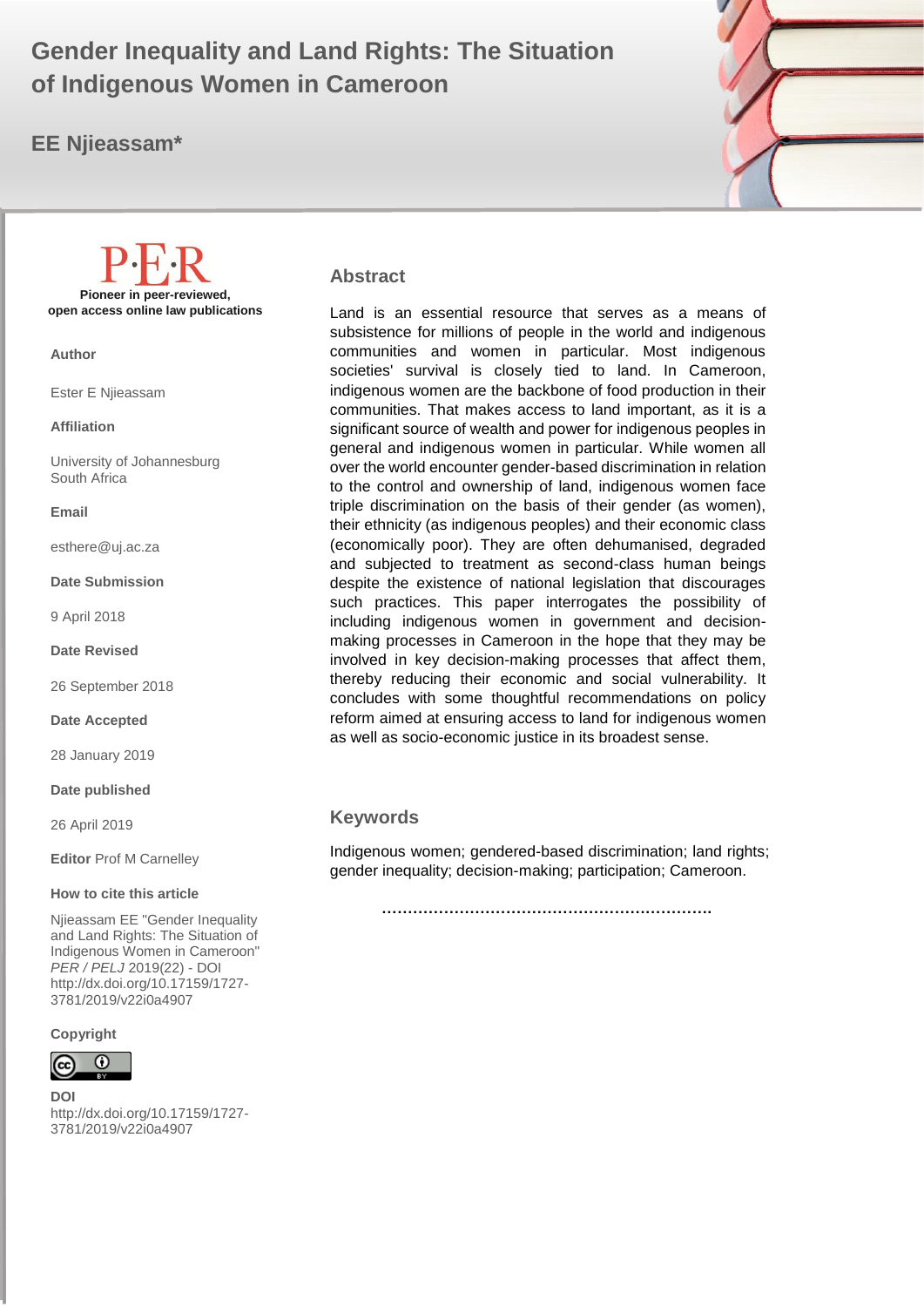# Gender Inequality and Land Rights: The Situation of Indigenous Women in Cameroon

**EE Njieassam***

**P·E·R**
**Pioneer in peer-reviewed, open access online law publications**

**Author**

Ester E Njieassam

**Affiliation**

University of Johannesburg
South Africa

**Email**

esthere@uj.ac.za

**Date Submission**

9 April 2018

**Date Revised**

26 September 2018

**Date Accepted**

28 January 2019

**Date published**

26 April 2019

**Editor** Prof M Carnelley

**How to cite this article**

Njieassam EE "Gender Inequality and Land Rights: The Situation of Indigenous Women in Cameroon" *PER / PELJ* 2019(22) - DOI http://dx.doi.org/10.17159/1727-3781/2019/v22i0a4907

**Copyright**

**DOI**
http://dx.doi.org/10.17159/1727-3781/2019/v22i0a4907

## Abstract

Land is an essential resource that serves as a means of subsistence for millions of people in the world and indigenous communities and women in particular. Most indigenous societies' survival is closely tied to land. In Cameroon, indigenous women are the backbone of food production in their communities. That makes access to land important, as it is a significant source of wealth and power for indigenous peoples in general and indigenous women in particular. While women all over the world encounter gender-based discrimination in relation to the control and ownership of land, indigenous women face triple discrimination on the basis of their gender (as women), their ethnicity (as indigenous peoples) and their economic class (economically poor). They are often dehumanised, degraded and subjected to treatment as second-class human beings despite the existence of national legislation that discourages such practices. This paper interrogates the possibility of including indigenous women in government and decision-making processes in Cameroon in the hope that they may be involved in key decision-making processes that affect them, thereby reducing their economic and social vulnerability. It concludes with some thoughtful recommendations on policy reform aimed at ensuring access to land for indigenous women as well as socio-economic justice in its broadest sense.

## Keywords

Indigenous women; gendered-based discrimination; land rights; gender inequality; decision-making; participation; Cameroon.

..................................................................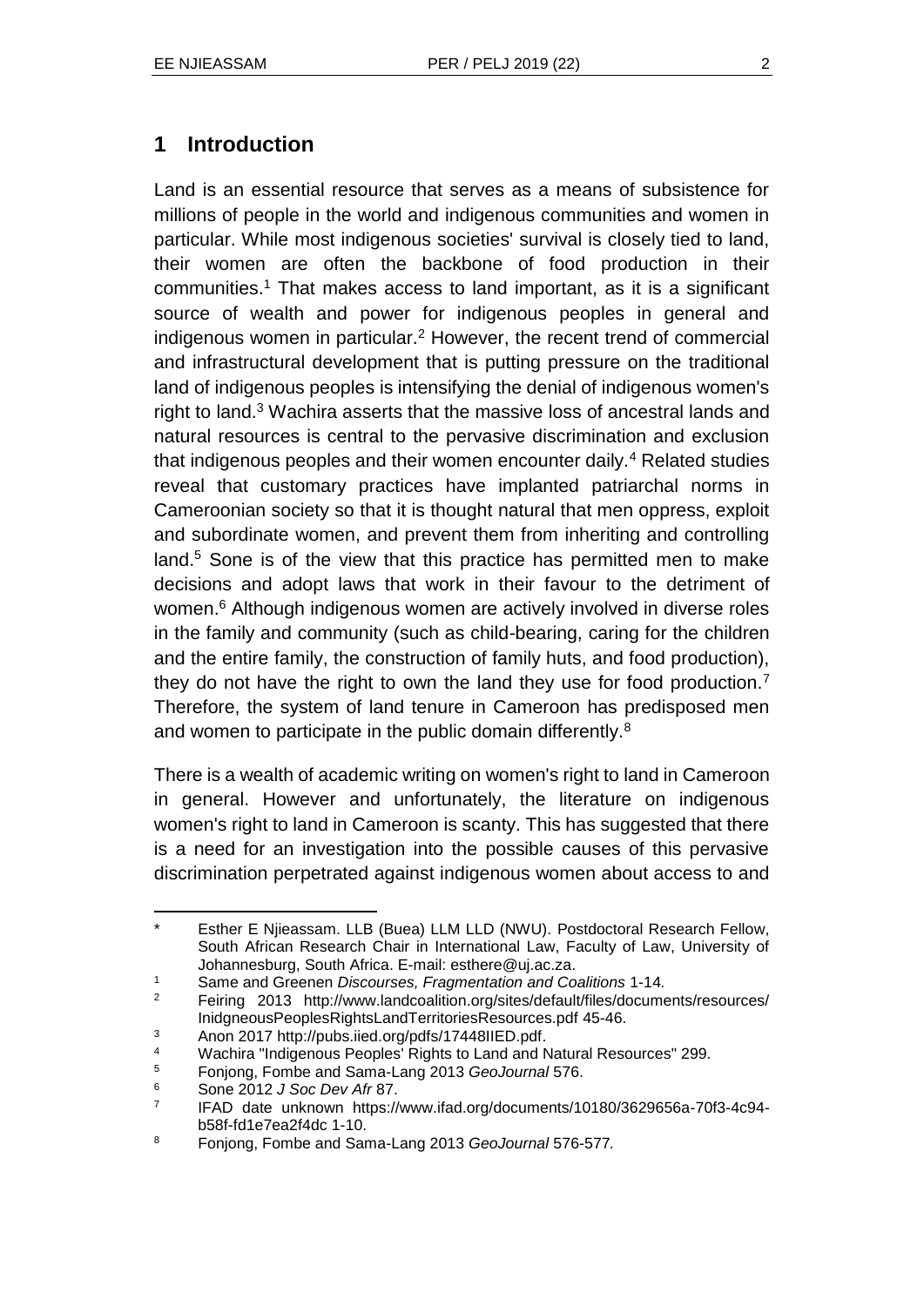## 1 Introduction

Land is an essential resource that serves as a means of subsistence for millions of people in the world and indigenous communities and women in particular. While most indigenous societies' survival is closely tied to land, their women are often the backbone of food production in their communities.[1] That makes access to land important, as it is a significant source of wealth and power for indigenous peoples in general and indigenous women in particular.[2] However, the recent trend of commercial and infrastructural development that is putting pressure on the traditional land of indigenous peoples is intensifying the denial of indigenous women's right to land.[3] Wachira asserts that the massive loss of ancestral lands and natural resources is central to the pervasive discrimination and exclusion that indigenous peoples and their women encounter daily.[4] Related studies reveal that customary practices have implanted patriarchal norms in Cameroonian society so that it is thought natural that men oppress, exploit and subordinate women, and prevent them from inheriting and controlling land.[5] Sone is of the view that this practice has permitted men to make decisions and adopt laws that work in their favour to the detriment of women.[6] Although indigenous women are actively involved in diverse roles in the family and community (such as child-bearing, caring for the children and the entire family, the construction of family huts, and food production), they do not have the right to own the land they use for food production.[7] Therefore, the system of land tenure in Cameroon has predisposed men and women to participate in the public domain differently.[8]

There is a wealth of academic writing on women's right to land in Cameroon in general. However and unfortunately, the literature on indigenous women's right to land in Cameroon is scanty. This has suggested that there is a need for an investigation into the possible causes of this pervasive discrimination perpetrated against indigenous women about access to and

---

\* Esther E Njieassam. LLB (Buea) LLM LLD (NWU). Postdoctoral Research Fellow, South African Research Chair in International Law, Faculty of Law, University of Johannesburg, South Africa. E-mail: esthere@uj.ac.za.

1 Same and Greenen *Discourses, Fragmentation and Coalitions* 1-14.

2 Feiring 2013 http://www.landcoalition.org/sites/default/files/documents/resources/InidgneousPeoplesRightsLandTerritoriesResources.pdf 45-46.

3 Anon 2017 http://pubs.iied.org/pdfs/17448IIED.pdf.

4 Wachira "Indigenous Peoples' Rights to Land and Natural Resources" 299.

5 Fonjong, Fombe and Sama-Lang 2013 *GeoJournal* 576.

6 Sone 2012 *J Soc Dev Afr* 87.

7 IFAD date unknown https://www.ifad.org/documents/10180/3629656a-70f3-4c94-b58f-fd1e7ea2f4dc 1-10.

8 Fonjong, Fombe and Sama-Lang 2013 *GeoJournal* 576-577.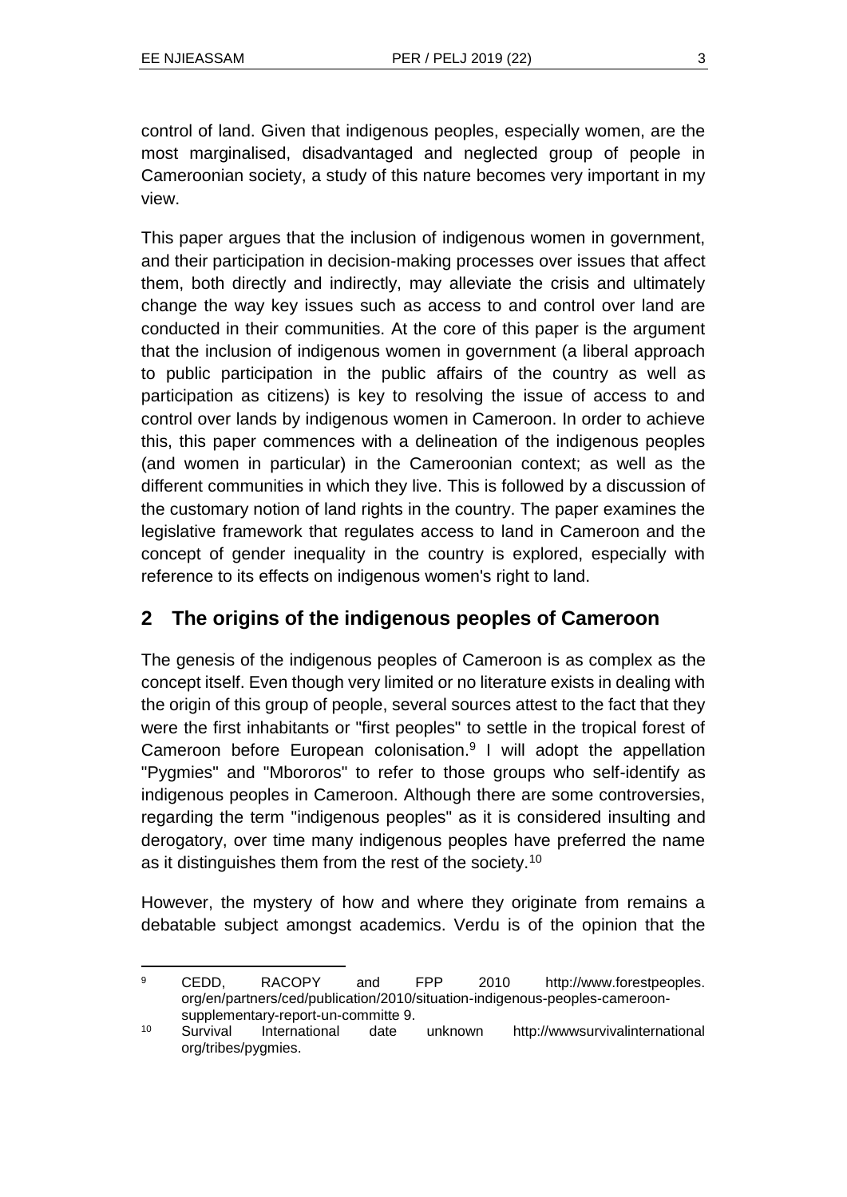control of land. Given that indigenous peoples, especially women, are the most marginalised, disadvantaged and neglected group of people in Cameroonian society, a study of this nature becomes very important in my view.

This paper argues that the inclusion of indigenous women in government, and their participation in decision-making processes over issues that affect them, both directly and indirectly, may alleviate the crisis and ultimately change the way key issues such as access to and control over land are conducted in their communities. At the core of this paper is the argument that the inclusion of indigenous women in government (a liberal approach to public participation in the public affairs of the country as well as participation as citizens) is key to resolving the issue of access to and control over lands by indigenous women in Cameroon. In order to achieve this, this paper commences with a delineation of the indigenous peoples (and women in particular) in the Cameroonian context; as well as the different communities in which they live. This is followed by a discussion of the customary notion of land rights in the country. The paper examines the legislative framework that regulates access to land in Cameroon and the concept of gender inequality in the country is explored, especially with reference to its effects on indigenous women's right to land.

## 2 The origins of the indigenous peoples of Cameroon

The genesis of the indigenous peoples of Cameroon is as complex as the concept itself. Even though very limited or no literature exists in dealing with the origin of this group of people, several sources attest to the fact that they were the first inhabitants or "first peoples" to settle in the tropical forest of Cameroon before European colonisation.[9] I will adopt the appellation "Pygmies" and "Mbororos" to refer to those groups who self-identify as indigenous peoples in Cameroon. Although there are some controversies, regarding the term "indigenous peoples" as it is considered insulting and derogatory, over time many indigenous peoples have preferred the name as it distinguishes them from the rest of the society.[10]

However, the mystery of how and where they originate from remains a debatable subject amongst academics. Verdu is of the opinion that the

---

[9] CEDD, RACOPY and FPP 2010 http://www.forestpeoples.org/en/partners/ced/publication/2010/situation-indigenous-peoples-cameroon-supplementary-report-un-committe 9.

[10] Survival International date unknown http://wwwsurvivalinternational org/tribes/pygmies.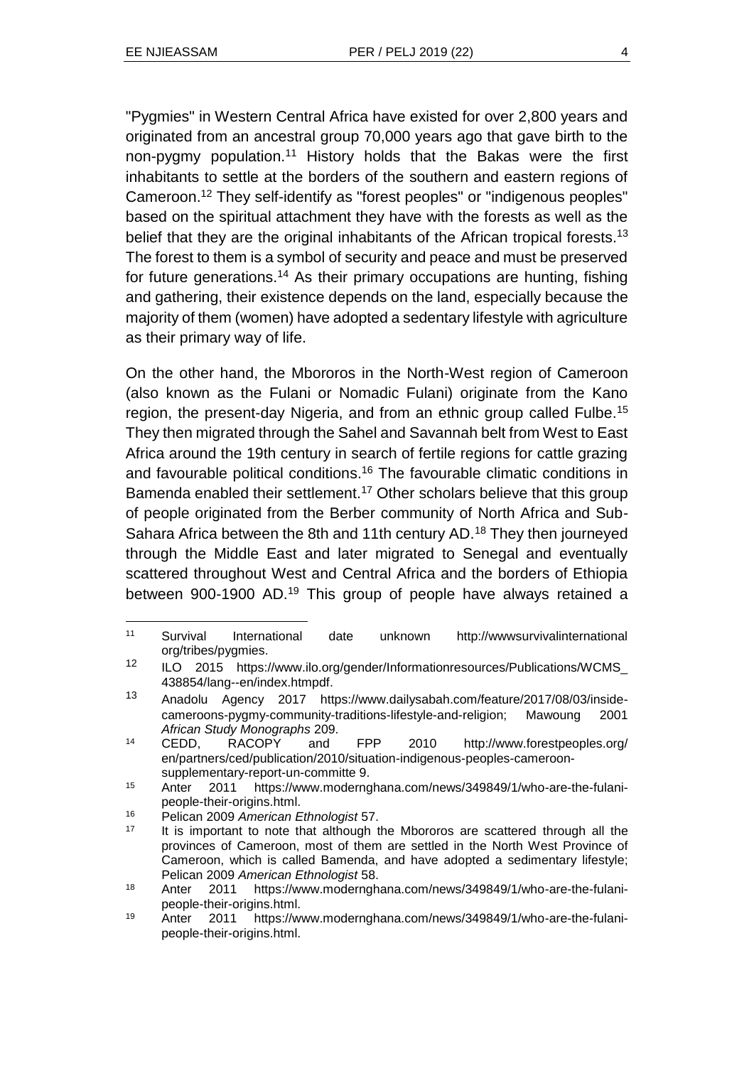"Pygmies" in Western Central Africa have existed for over 2,800 years and originated from an ancestral group 70,000 years ago that gave birth to the non-pygmy population.[11] History holds that the Bakas were the first inhabitants to settle at the borders of the southern and eastern regions of Cameroon.[12] They self-identify as "forest peoples" or "indigenous peoples" based on the spiritual attachment they have with the forests as well as the belief that they are the original inhabitants of the African tropical forests.[13] The forest to them is a symbol of security and peace and must be preserved for future generations.[14] As their primary occupations are hunting, fishing and gathering, their existence depends on the land, especially because the majority of them (women) have adopted a sedentary lifestyle with agriculture as their primary way of life.

On the other hand, the Mbororos in the North-West region of Cameroon (also known as the Fulani or Nomadic Fulani) originate from the Kano region, the present-day Nigeria, and from an ethnic group called Fulbe.[15] They then migrated through the Sahel and Savannah belt from West to East Africa around the 19th century in search of fertile regions for cattle grazing and favourable political conditions.[16] The favourable climatic conditions in Bamenda enabled their settlement.[17] Other scholars believe that this group of people originated from the Berber community of North Africa and Sub-Sahara Africa between the 8th and 11th century AD.[18] They then journeyed through the Middle East and later migrated to Senegal and eventually scattered throughout West and Central Africa and the borders of Ethiopia between 900-1900 AD.[19] This group of people have always retained a

---

11 Survival International date unknown http://wwwsurvivalinternational org/tribes/pygmies.

12 ILO 2015 https://www.ilo.org/gender/Informationresources/Publications/WCMS_438854/lang--en/index.htmpdf.

13 Anadolu Agency 2017 https://www.dailysabah.com/feature/2017/08/03/inside-cameroons-pygmy-community-traditions-lifestyle-and-religion; Mawoung 2001 *African Study Monographs* 209.

14 CEDD, RACOPY and FPP 2010 http://www.forestpeoples.org/en/partners/ced/publication/2010/situation-indigenous-peoples-cameroon-supplementary-report-un-committe 9.

15 Anter 2011 https://www.modernghana.com/news/349849/1/who-are-the-fulani-people-their-origins.html.

16 Pelican 2009 *American Ethnologist* 57.

17 It is important to note that although the Mbororos are scattered through all the provinces of Cameroon, most of them are settled in the North West Province of Cameroon, which is called Bamenda, and have adopted a sedimentary lifestyle; Pelican 2009 *American Ethnologist* 58.

18 Anter 2011 https://www.modernghana.com/news/349849/1/who-are-the-fulani-people-their-origins.html.

19 Anter 2011 https://www.modernghana.com/news/349849/1/who-are-the-fulani-people-their-origins.html.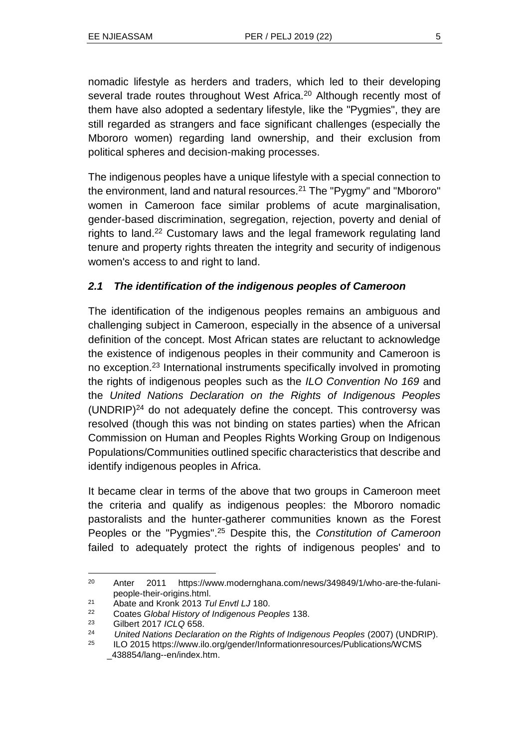nomadic lifestyle as herders and traders, which led to their developing several trade routes throughout West Africa.[20] Although recently most of them have also adopted a sedentary lifestyle, like the "Pygmies", they are still regarded as strangers and face significant challenges (especially the Mbororo women) regarding land ownership, and their exclusion from political spheres and decision-making processes.

The indigenous peoples have a unique lifestyle with a special connection to the environment, land and natural resources.[21] The "Pygmy" and "Mbororo" women in Cameroon face similar problems of acute marginalisation, gender-based discrimination, segregation, rejection, poverty and denial of rights to land.[22] Customary laws and the legal framework regulating land tenure and property rights threaten the integrity and security of indigenous women's access to and right to land.

### *2.1 The identification of the indigenous peoples of Cameroon*

The identification of the indigenous peoples remains an ambiguous and challenging subject in Cameroon, especially in the absence of a universal definition of the concept. Most African states are reluctant to acknowledge the existence of indigenous peoples in their community and Cameroon is no exception.[23] International instruments specifically involved in promoting the rights of indigenous peoples such as the *ILO Convention No 169* and the *United Nations Declaration on the Rights of Indigenous Peoples* (UNDRIP)[24] do not adequately define the concept. This controversy was resolved (though this was not binding on states parties) when the African Commission on Human and Peoples Rights Working Group on Indigenous Populations/Communities outlined specific characteristics that describe and identify indigenous peoples in Africa.

It became clear in terms of the above that two groups in Cameroon meet the criteria and qualify as indigenous peoples: the Mbororo nomadic pastoralists and the hunter-gatherer communities known as the Forest Peoples or the "Pygmies".[25] Despite this, the *Constitution of Cameroon* failed to adequately protect the rights of indigenous peoples' and to

---

20 Anter 2011 https://www.modernghana.com/news/349849/1/who-are-the-fulani-people-their-origins.html.

21 Abate and Kronk 2013 *Tul Envtl LJ* 180.

22 Coates *Global History of Indigenous Peoples* 138.

23 Gilbert 2017 *ICLQ* 658.

24 *United Nations Declaration on the Rights of Indigenous Peoples* (2007) (UNDRIP).

25 ILO 2015 https://www.ilo.org/gender/Informationresources/Publications/WCMS_438854/lang--en/index.htm.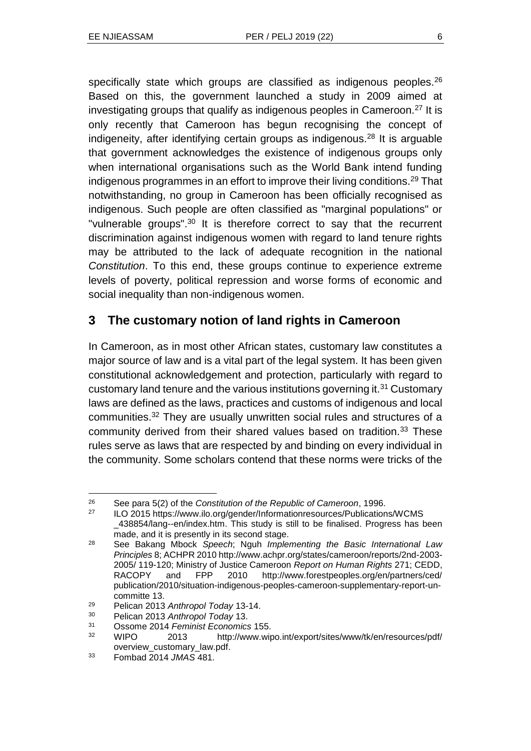specifically state which groups are classified as indigenous peoples.[26] Based on this, the government launched a study in 2009 aimed at investigating groups that qualify as indigenous peoples in Cameroon.[27] It is only recently that Cameroon has begun recognising the concept of indigeneity, after identifying certain groups as indigenous.[28] It is arguable that government acknowledges the existence of indigenous groups only when international organisations such as the World Bank intend funding indigenous programmes in an effort to improve their living conditions.[29] That notwithstanding, no group in Cameroon has been officially recognised as indigenous. Such people are often classified as "marginal populations" or "vulnerable groups".[30] It is therefore correct to say that the recurrent discrimination against indigenous women with regard to land tenure rights may be attributed to the lack of adequate recognition in the national *Constitution*. To this end, these groups continue to experience extreme levels of poverty, political repression and worse forms of economic and social inequality than non-indigenous women.

## 3 The customary notion of land rights in Cameroon

In Cameroon, as in most other African states, customary law constitutes a major source of law and is a vital part of the legal system. It has been given constitutional acknowledgement and protection, particularly with regard to customary land tenure and the various institutions governing it.[31] Customary laws are defined as the laws, practices and customs of indigenous and local communities.[32] They are usually unwritten social rules and structures of a community derived from their shared values based on tradition.[33] These rules serve as laws that are respected by and binding on every individual in the community. Some scholars contend that these norms were tricks of the

---

[26] See para 5(2) of the *Constitution of the Republic of Cameroon*, 1996.

[27] ILO 2015 https://www.ilo.org/gender/Informationresources/Publications/WCMS_438854/lang--en/index.htm. This study is still to be finalised. Progress has been made, and it is presently in its second stage.

[28] See Bakang Mbock *Speech*; Nguh *Implementing the Basic International Law Principles* 8; ACHPR 2010 http://www.achpr.org/states/cameroon/reports/2nd-2003-2005/ 119-120; Ministry of Justice Cameroon *Report on Human Rights* 271; CEDD, RACOPY and FPP 2010 http://www.forestpeoples.org/en/partners/ced/publication/2010/situation-indigenous-peoples-cameroon-supplementary-report-un-committe 13.

[29] Pelican 2013 *Anthropol Today* 13-14.

[30] Pelican 2013 *Anthropol Today* 13.

[31] Ossome 2014 *Feminist Economics* 155.

[32] WIPO 2013 http://www.wipo.int/export/sites/www/tk/en/resources/pdf/overview_customary_law.pdf.

[33] Fombad 2014 *JMAS* 481.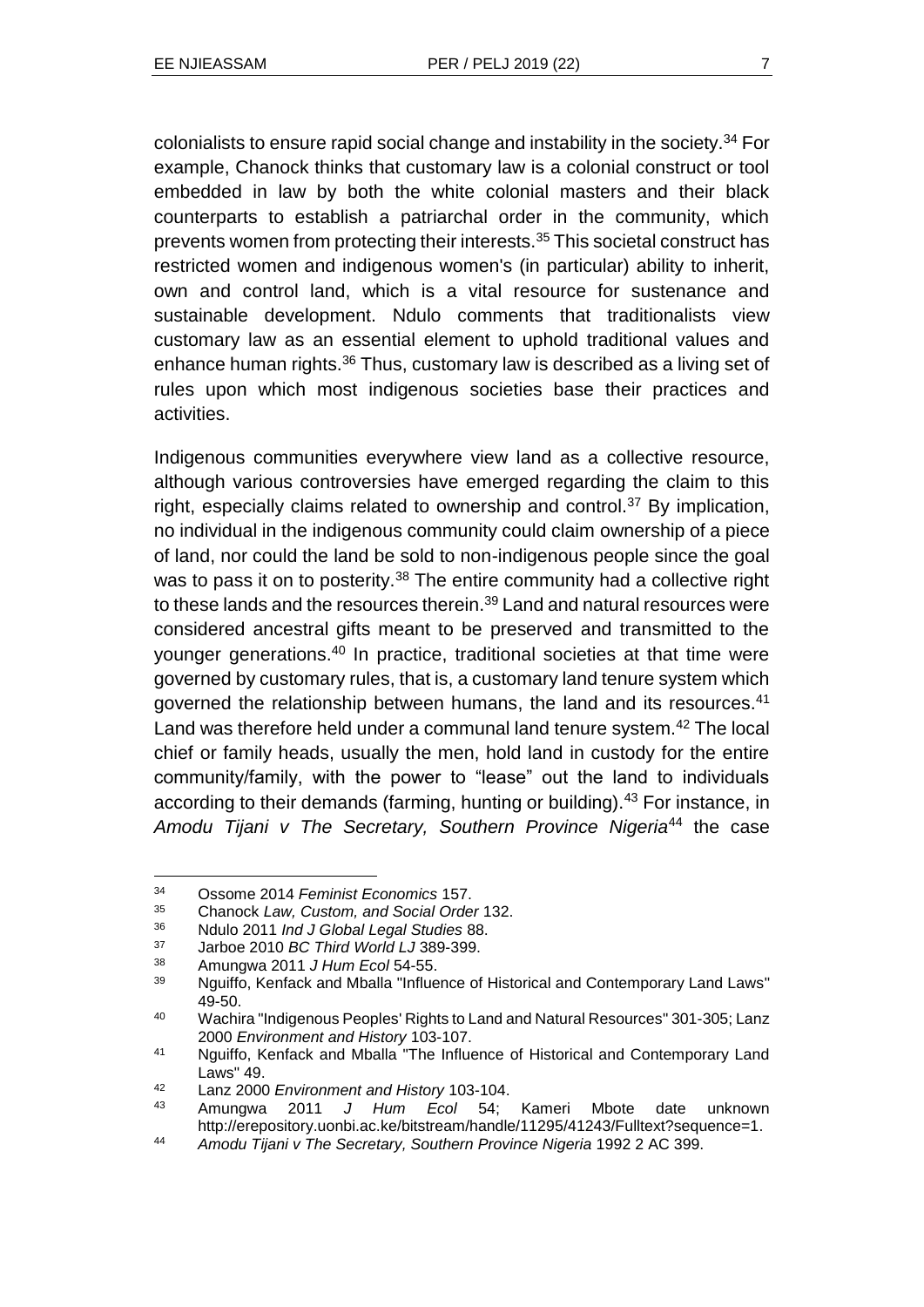colonialists to ensure rapid social change and instability in the society.[34] For example, Chanock thinks that customary law is a colonial construct or tool embedded in law by both the white colonial masters and their black counterparts to establish a patriarchal order in the community, which prevents women from protecting their interests.[35] This societal construct has restricted women and indigenous women's (in particular) ability to inherit, own and control land, which is a vital resource for sustenance and sustainable development. Ndulo comments that traditionalists view customary law as an essential element to uphold traditional values and enhance human rights.[36] Thus, customary law is described as a living set of rules upon which most indigenous societies base their practices and activities.

Indigenous communities everywhere view land as a collective resource, although various controversies have emerged regarding the claim to this right, especially claims related to ownership and control.[37] By implication, no individual in the indigenous community could claim ownership of a piece of land, nor could the land be sold to non-indigenous people since the goal was to pass it on to posterity.[38] The entire community had a collective right to these lands and the resources therein.[39] Land and natural resources were considered ancestral gifts meant to be preserved and transmitted to the younger generations.[40] In practice, traditional societies at that time were governed by customary rules, that is, a customary land tenure system which governed the relationship between humans, the land and its resources.[41] Land was therefore held under a communal land tenure system.[42] The local chief or family heads, usually the men, hold land in custody for the entire community/family, with the power to "lease" out the land to individuals according to their demands (farming, hunting or building).[43] For instance, in *Amodu Tijani v The Secretary, Southern Province Nigeria*[44] the case

---

[34] Ossome 2014 *Feminist Economics* 157.

[35] Chanock *Law, Custom, and Social Order* 132.

[36] Ndulo 2011 *Ind J Global Legal Studies* 88.

[37] Jarboe 2010 *BC Third World LJ* 389-399.

[38] Amungwa 2011 *J Hum Ecol* 54-55.

[39] Nguiffo, Kenfack and Mballa "Influence of Historical and Contemporary Land Laws" 49-50.

[40] Wachira "Indigenous Peoples' Rights to Land and Natural Resources" 301-305; Lanz 2000 *Environment and History* 103-107.

[41] Nguiffo, Kenfack and Mballa "The Influence of Historical and Contemporary Land Laws" 49.

[42] Lanz 2000 *Environment and History* 103-104.

[43] Amungwa 2011 *J Hum Ecol* 54; Kameri Mbote date unknown http://erepository.uonbi.ac.ke/bitstream/handle/11295/41243/Fulltext?sequence=1.

[44] *Amodu Tijani v The Secretary, Southern Province Nigeria* 1992 2 AC 399.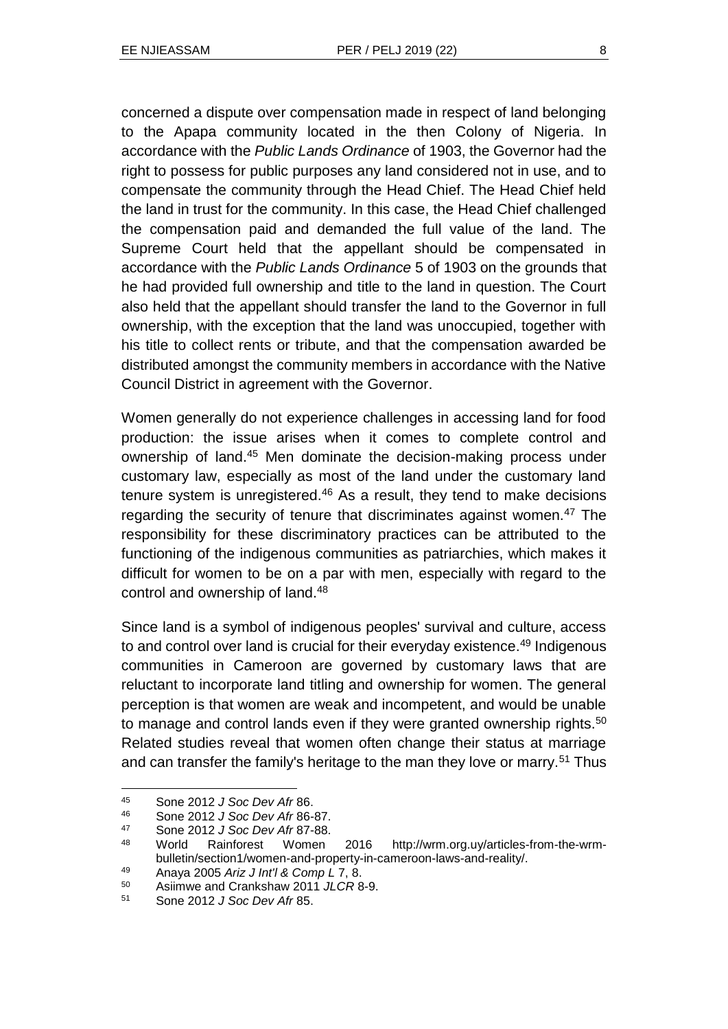concerned a dispute over compensation made in respect of land belonging to the Apapa community located in the then Colony of Nigeria. In accordance with the *Public Lands Ordinance* of 1903, the Governor had the right to possess for public purposes any land considered not in use, and to compensate the community through the Head Chief. The Head Chief held the land in trust for the community. In this case, the Head Chief challenged the compensation paid and demanded the full value of the land. The Supreme Court held that the appellant should be compensated in accordance with the *Public Lands Ordinance* 5 of 1903 on the grounds that he had provided full ownership and title to the land in question. The Court also held that the appellant should transfer the land to the Governor in full ownership, with the exception that the land was unoccupied, together with his title to collect rents or tribute, and that the compensation awarded be distributed amongst the community members in accordance with the Native Council District in agreement with the Governor.

Women generally do not experience challenges in accessing land for food production: the issue arises when it comes to complete control and ownership of land.[45] Men dominate the decision-making process under customary law, especially as most of the land under the customary land tenure system is unregistered.[46] As a result, they tend to make decisions regarding the security of tenure that discriminates against women.[47] The responsibility for these discriminatory practices can be attributed to the functioning of the indigenous communities as patriarchies, which makes it difficult for women to be on a par with men, especially with regard to the control and ownership of land.[48]

Since land is a symbol of indigenous peoples' survival and culture, access to and control over land is crucial for their everyday existence.[49] Indigenous communities in Cameroon are governed by customary laws that are reluctant to incorporate land titling and ownership for women. The general perception is that women are weak and incompetent, and would be unable to manage and control lands even if they were granted ownership rights.[50] Related studies reveal that women often change their status at marriage and can transfer the family's heritage to the man they love or marry.[51] Thus

---

45 Sone 2012 *J Soc Dev Afr* 86.

46 Sone 2012 *J Soc Dev Afr* 86-87.

47 Sone 2012 *J Soc Dev Afr* 87-88.

48 World Rainforest Women 2016 http://wrm.org.uy/articles-from-the-wrm-bulletin/section1/women-and-property-in-cameroon-laws-and-reality/.

49 Anaya 2005 *Ariz J Int'l & Comp L* 7, 8.

50 Asiimwe and Crankshaw 2011 *JLCR* 8-9.

51 Sone 2012 *J Soc Dev Afr* 85.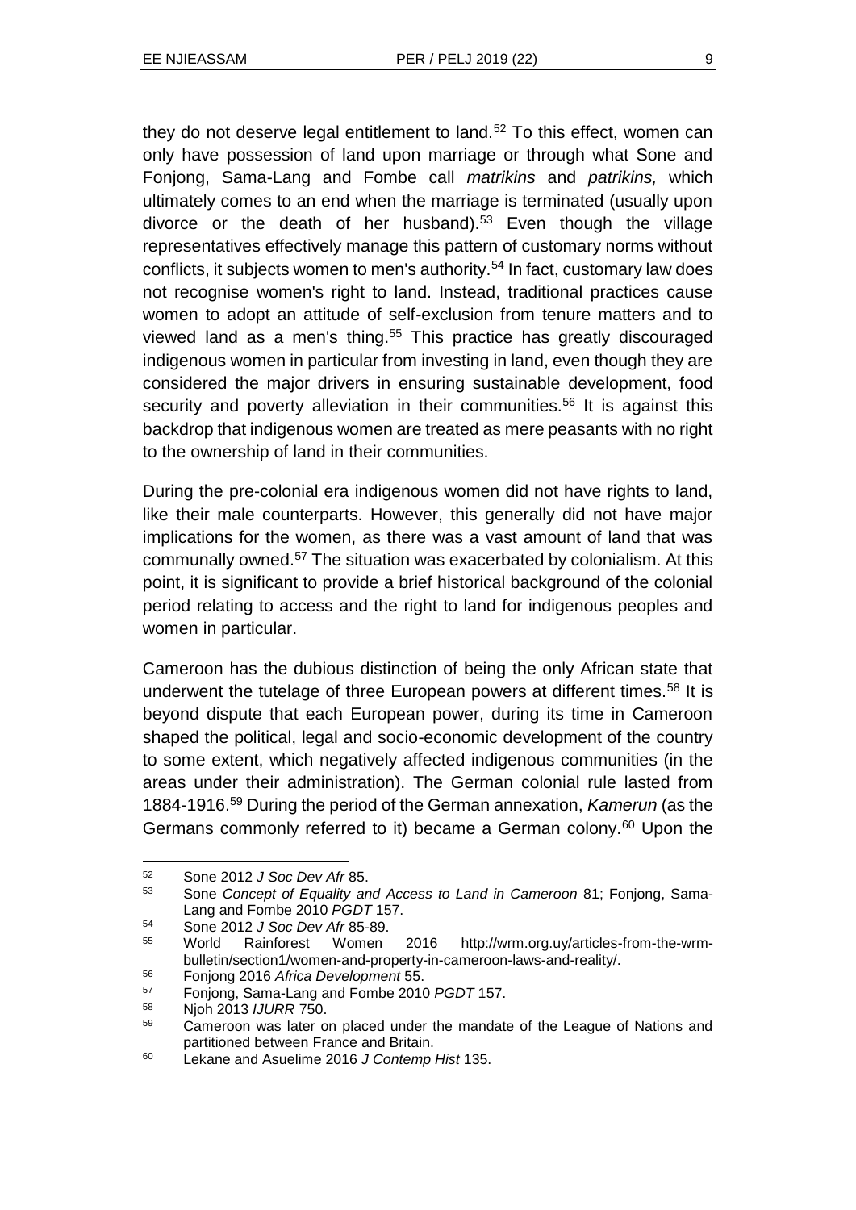they do not deserve legal entitlement to land.[52] To this effect, women can only have possession of land upon marriage or through what Sone and Fonjong, Sama-Lang and Fombe call *matrikins* and *patrikins,* which ultimately comes to an end when the marriage is terminated (usually upon divorce or the death of her husband).[53] Even though the village representatives effectively manage this pattern of customary norms without conflicts, it subjects women to men's authority.[54] In fact, customary law does not recognise women's right to land. Instead, traditional practices cause women to adopt an attitude of self-exclusion from tenure matters and to viewed land as a men's thing.[55] This practice has greatly discouraged indigenous women in particular from investing in land, even though they are considered the major drivers in ensuring sustainable development, food security and poverty alleviation in their communities.[56] It is against this backdrop that indigenous women are treated as mere peasants with no right to the ownership of land in their communities.

During the pre-colonial era indigenous women did not have rights to land, like their male counterparts. However, this generally did not have major implications for the women, as there was a vast amount of land that was communally owned.[57] The situation was exacerbated by colonialism. At this point, it is significant to provide a brief historical background of the colonial period relating to access and the right to land for indigenous peoples and women in particular.

Cameroon has the dubious distinction of being the only African state that underwent the tutelage of three European powers at different times.[58] It is beyond dispute that each European power, during its time in Cameroon shaped the political, legal and socio-economic development of the country to some extent, which negatively affected indigenous communities (in the areas under their administration). The German colonial rule lasted from 1884-1916.[59] During the period of the German annexation, *Kamerun* (as the Germans commonly referred to it) became a German colony.[60] Upon the

---

52 Sone 2012 *J Soc Dev Afr* 85.

53 Sone *Concept of Equality and Access to Land in Cameroon* 81; Fonjong, Sama-Lang and Fombe 2010 *PGDT* 157.

54 Sone 2012 *J Soc Dev Afr* 85-89.

55 World Rainforest Women 2016 http://wrm.org.uy/articles-from-the-wrm-bulletin/section1/women-and-property-in-cameroon-laws-and-reality/.

56 Fonjong 2016 *Africa Development* 55.

57 Fonjong, Sama-Lang and Fombe 2010 *PGDT* 157.

58 Njoh 2013 *IJURR* 750.

59 Cameroon was later on placed under the mandate of the League of Nations and partitioned between France and Britain.

60 Lekane and Asuelime 2016 *J Contemp Hist* 135.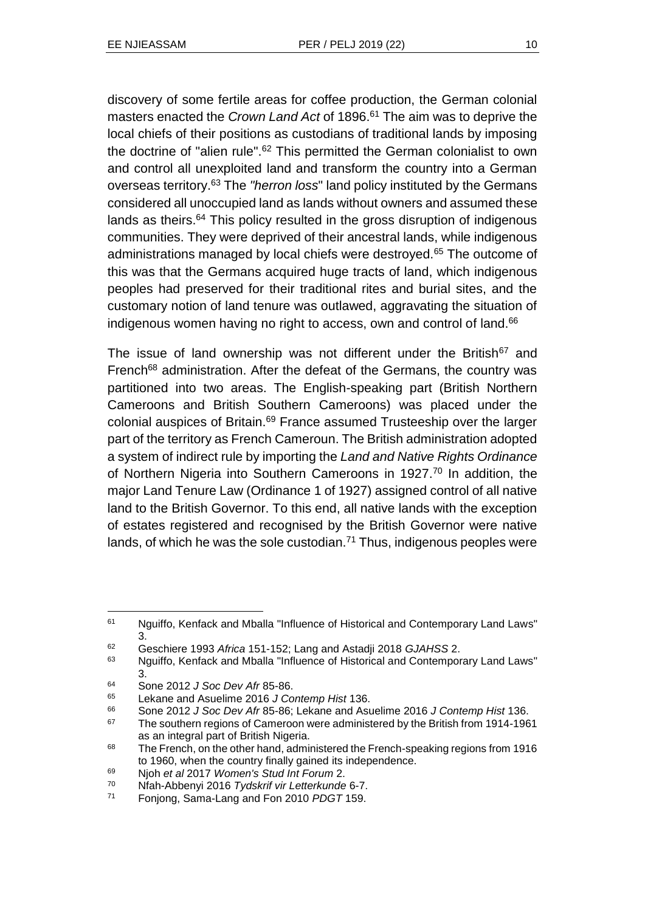discovery of some fertile areas for coffee production, the German colonial masters enacted the *Crown Land Act* of 1896.[61] The aim was to deprive the local chiefs of their positions as custodians of traditional lands by imposing the doctrine of "alien rule".[62] This permitted the German colonialist to own and control all unexploited land and transform the country into a German overseas territory.[63] The *"herron loss*" land policy instituted by the Germans considered all unoccupied land as lands without owners and assumed these lands as theirs.[64] This policy resulted in the gross disruption of indigenous communities. They were deprived of their ancestral lands, while indigenous administrations managed by local chiefs were destroyed.[65] The outcome of this was that the Germans acquired huge tracts of land, which indigenous peoples had preserved for their traditional rites and burial sites, and the customary notion of land tenure was outlawed, aggravating the situation of indigenous women having no right to access, own and control of land.[66]

The issue of land ownership was not different under the British[67] and French[68] administration. After the defeat of the Germans, the country was partitioned into two areas. The English-speaking part (British Northern Cameroons and British Southern Cameroons) was placed under the colonial auspices of Britain.[69] France assumed Trusteeship over the larger part of the territory as French Cameroun. The British administration adopted a system of indirect rule by importing the *Land and Native Rights Ordinance* of Northern Nigeria into Southern Cameroons in 1927.[70] In addition, the major Land Tenure Law (Ordinance 1 of 1927) assigned control of all native land to the British Governor. To this end, all native lands with the exception of estates registered and recognised by the British Governor were native lands, of which he was the sole custodian.[71] Thus, indigenous peoples were

---

61 Nguiffo, Kenfack and Mballa "Influence of Historical and Contemporary Land Laws" 3.

62 Geschiere 1993 *Africa* 151-152; Lang and Astadji 2018 *GJAHSS* 2.

63 Nguiffo, Kenfack and Mballa "Influence of Historical and Contemporary Land Laws" 3.

64 Sone 2012 *J Soc Dev Afr* 85-86.

65 Lekane and Asuelime 2016 *J Contemp Hist* 136.

66 Sone 2012 *J Soc Dev Afr* 85-86; Lekane and Asuelime 2016 *J Contemp Hist* 136.

67 The southern regions of Cameroon were administered by the British from 1914-1961 as an integral part of British Nigeria.

68 The French, on the other hand, administered the French-speaking regions from 1916 to 1960, when the country finally gained its independence.

69 Njoh *et al* 2017 *Women's Stud Int Forum* 2.

70 Nfah-Abbenyi 2016 *Tydskrif vir Letterkunde* 6-7.

71 Fonjong, Sama-Lang and Fon 2010 *PDGT* 159.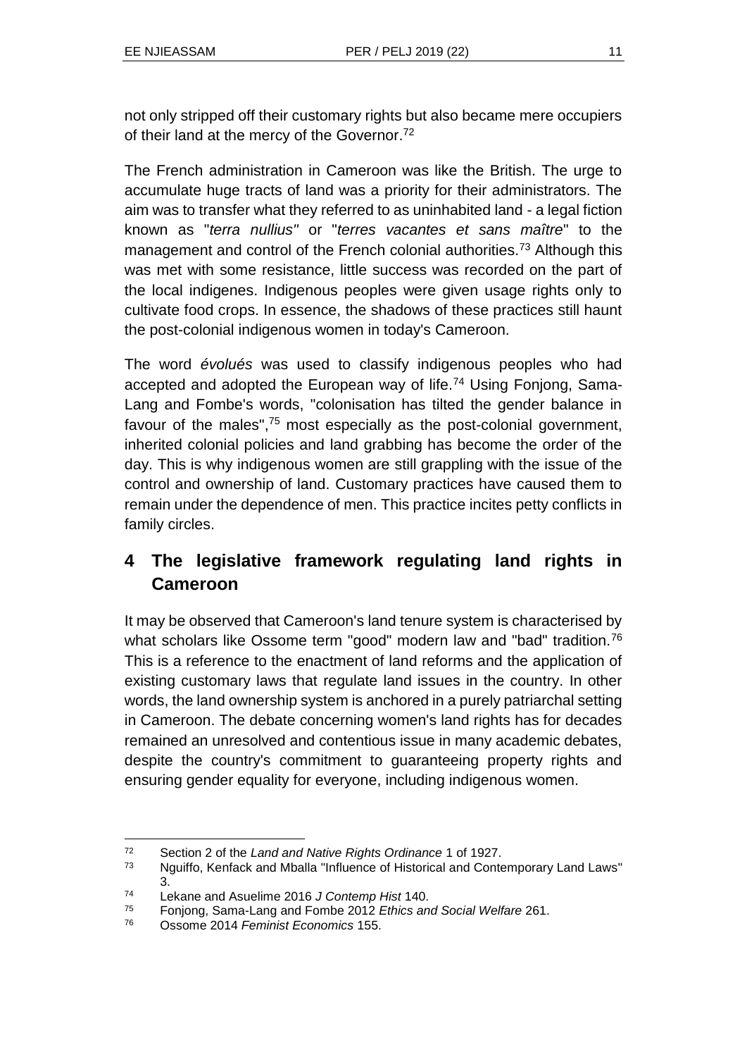not only stripped off their customary rights but also became mere occupiers of their land at the mercy of the Governor.[72]

The French administration in Cameroon was like the British. The urge to accumulate huge tracts of land was a priority for their administrators. The aim was to transfer what they referred to as uninhabited land - a legal fiction known as "*terra nullius"* or "*terres vacantes et sans maître*" to the management and control of the French colonial authorities.[73] Although this was met with some resistance, little success was recorded on the part of the local indigenes. Indigenous peoples were given usage rights only to cultivate food crops. In essence, the shadows of these practices still haunt the post-colonial indigenous women in today's Cameroon.

The word *évolués* was used to classify indigenous peoples who had accepted and adopted the European way of life.[74] Using Fonjong, Sama-Lang and Fombe's words, "colonisation has tilted the gender balance in favour of the males",[75] most especially as the post-colonial government, inherited colonial policies and land grabbing has become the order of the day. This is why indigenous women are still grappling with the issue of the control and ownership of land. Customary practices have caused them to remain under the dependence of men. This practice incites petty conflicts in family circles.

## 4 The legislative framework regulating land rights in Cameroon

It may be observed that Cameroon's land tenure system is characterised by what scholars like Ossome term "good" modern law and "bad" tradition.[76] This is a reference to the enactment of land reforms and the application of existing customary laws that regulate land issues in the country. In other words, the land ownership system is anchored in a purely patriarchal setting in Cameroon. The debate concerning women's land rights has for decades remained an unresolved and contentious issue in many academic debates, despite the country's commitment to guaranteeing property rights and ensuring gender equality for everyone, including indigenous women.

---

[72] Section 2 of the *Land and Native Rights Ordinance* 1 of 1927.

[73] Nguiffo, Kenfack and Mballa "Influence of Historical and Contemporary Land Laws" 3.

[74] Lekane and Asuelime 2016 *J Contemp Hist* 140.

[75] Fonjong, Sama-Lang and Fombe 2012 *Ethics and Social Welfare* 261.

[76] Ossome 2014 *Feminist Economics* 155.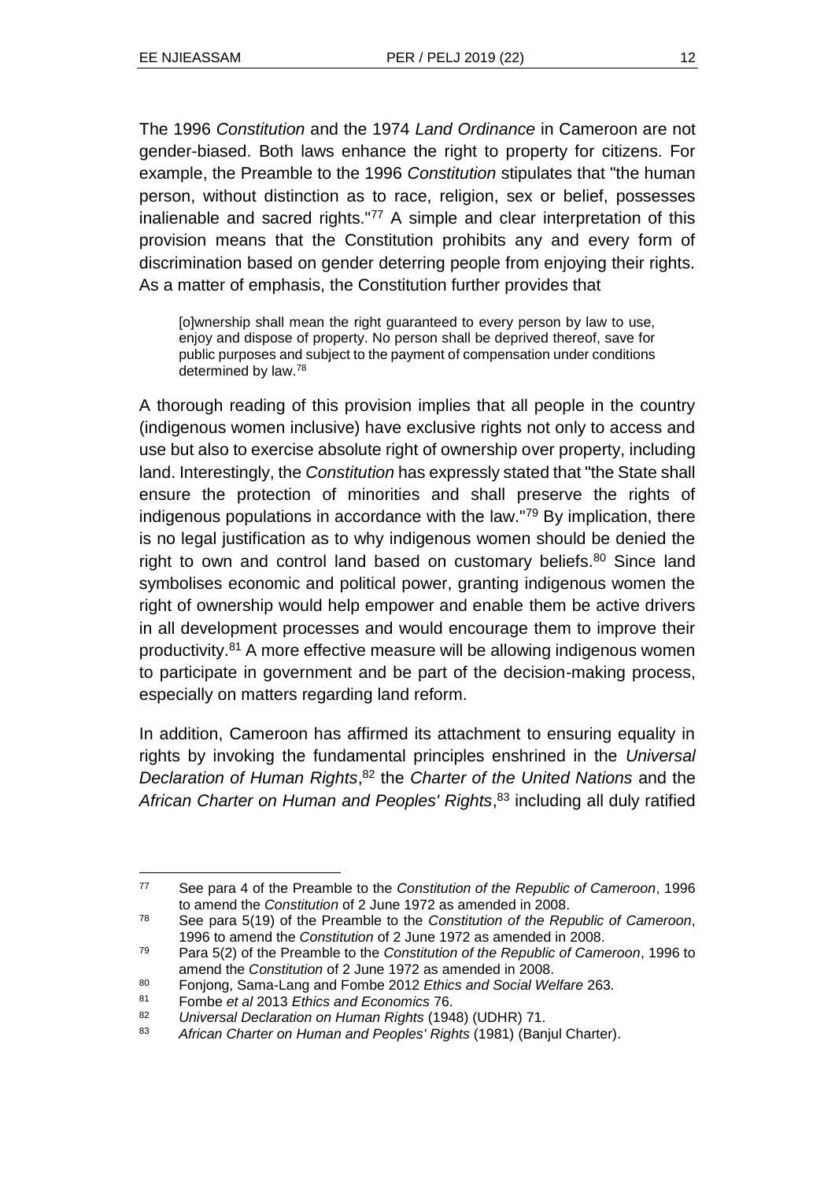The 1996 *Constitution* and the 1974 *Land Ordinance* in Cameroon are not gender-biased. Both laws enhance the right to property for citizens. For example, the Preamble to the 1996 *Constitution* stipulates that "the human person, without distinction as to race, religion, sex or belief, possesses inalienable and sacred rights."[77] A simple and clear interpretation of this provision means that the Constitution prohibits any and every form of discrimination based on gender deterring people from enjoying their rights. As a matter of emphasis, the Constitution further provides that

> [o]wnership shall mean the right guaranteed to every person by law to use, enjoy and dispose of property. No person shall be deprived thereof, save for public purposes and subject to the payment of compensation under conditions determined by law.[78]

A thorough reading of this provision implies that all people in the country (indigenous women inclusive) have exclusive rights not only to access and use but also to exercise absolute right of ownership over property, including land. Interestingly, the *Constitution* has expressly stated that "the State shall ensure the protection of minorities and shall preserve the rights of indigenous populations in accordance with the law."[79] By implication, there is no legal justification as to why indigenous women should be denied the right to own and control land based on customary beliefs.[80] Since land symbolises economic and political power, granting indigenous women the right of ownership would help empower and enable them be active drivers in all development processes and would encourage them to improve their productivity.[81] A more effective measure will be allowing indigenous women to participate in government and be part of the decision-making process, especially on matters regarding land reform.

In addition, Cameroon has affirmed its attachment to ensuring equality in rights by invoking the fundamental principles enshrined in the *Universal Declaration of Human Rights*,[82] the *Charter of the United Nations* and the *African Charter on Human and Peoples' Rights*,[83] including all duly ratified

---

77 See para 4 of the Preamble to the *Constitution of the Republic of Cameroon*, 1996 to amend the *Constitution* of 2 June 1972 as amended in 2008.

78 See para 5(19) of the Preamble to the *Constitution of the Republic of Cameroon*, 1996 to amend the *Constitution* of 2 June 1972 as amended in 2008.

79 Para 5(2) of the Preamble to the *Constitution of the Republic of Cameroon*, 1996 to amend the *Constitution* of 2 June 1972 as amended in 2008.

80 Fonjong, Sama-Lang and Fombe 2012 *Ethics and Social Welfare* 263.

81 Fombe *et al* 2013 *Ethics and Economics* 76.

82 *Universal Declaration on Human Rights* (1948) (UDHR) 71.

83 *African Charter on Human and Peoples' Rights* (1981) (Banjul Charter).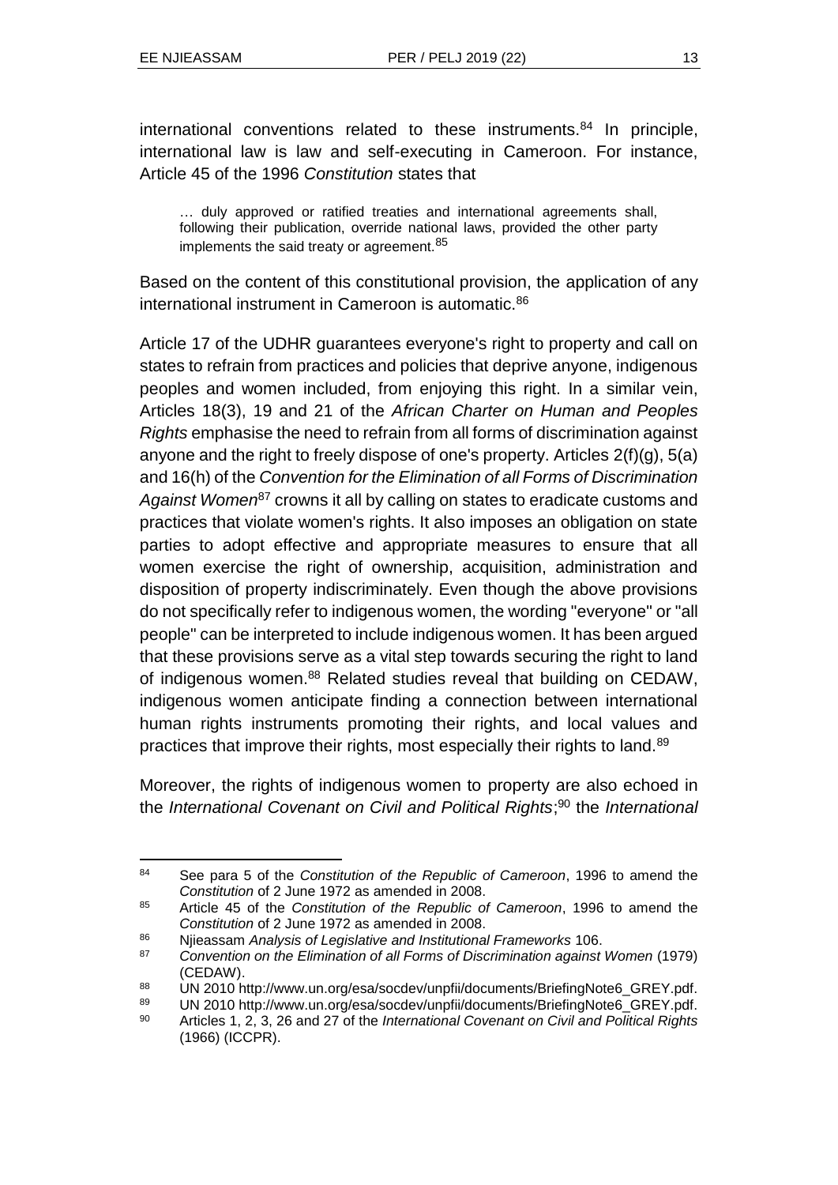international conventions related to these instruments.[84] In principle, international law is law and self-executing in Cameroon. For instance, Article 45 of the 1996 *Constitution* states that

> … duly approved or ratified treaties and international agreements shall, following their publication, override national laws, provided the other party implements the said treaty or agreement.[85]

Based on the content of this constitutional provision, the application of any international instrument in Cameroon is automatic.[86]

Article 17 of the UDHR guarantees everyone's right to property and call on states to refrain from practices and policies that deprive anyone, indigenous peoples and women included, from enjoying this right. In a similar vein, Articles 18(3), 19 and 21 of the *African Charter on Human and Peoples Rights* emphasise the need to refrain from all forms of discrimination against anyone and the right to freely dispose of one's property. Articles 2(f)(g), 5(a) and 16(h) of the *Convention for the Elimination of all Forms of Discrimination Against Women*[87] crowns it all by calling on states to eradicate customs and practices that violate women's rights. It also imposes an obligation on state parties to adopt effective and appropriate measures to ensure that all women exercise the right of ownership, acquisition, administration and disposition of property indiscriminately. Even though the above provisions do not specifically refer to indigenous women, the wording "everyone" or "all people" can be interpreted to include indigenous women. It has been argued that these provisions serve as a vital step towards securing the right to land of indigenous women.[88] Related studies reveal that building on CEDAW, indigenous women anticipate finding a connection between international human rights instruments promoting their rights, and local values and practices that improve their rights, most especially their rights to land.[89]

Moreover, the rights of indigenous women to property are also echoed in the *International Covenant on Civil and Political Rights*;[90] the *International*

---

[84] See para 5 of the *Constitution of the Republic of Cameroon*, 1996 to amend the *Constitution* of 2 June 1972 as amended in 2008.

[85] Article 45 of the *Constitution of the Republic of Cameroon*, 1996 to amend the *Constitution* of 2 June 1972 as amended in 2008.

[86] Njieassam *Analysis of Legislative and Institutional Frameworks* 106.

[87] *Convention on the Elimination of all Forms of Discrimination against Women* (1979) (CEDAW).

[88] UN 2010 http://www.un.org/esa/socdev/unpfii/documents/BriefingNote6_GREY.pdf.

[89] UN 2010 http://www.un.org/esa/socdev/unpfii/documents/BriefingNote6_GREY.pdf.

[90] Articles 1, 2, 3, 26 and 27 of the *International Covenant on Civil and Political Rights* (1966) (ICCPR).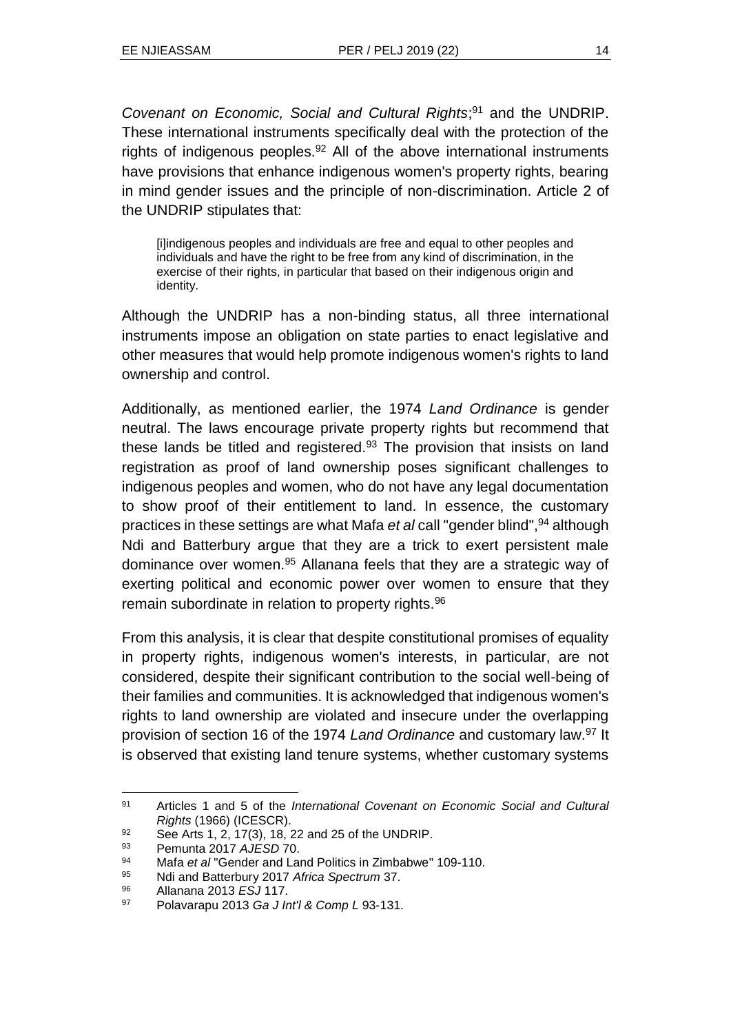*Covenant on Economic, Social and Cultural Rights*;[91] and the UNDRIP. These international instruments specifically deal with the protection of the rights of indigenous peoples.[92] All of the above international instruments have provisions that enhance indigenous women's property rights, bearing in mind gender issues and the principle of non-discrimination. Article 2 of the UNDRIP stipulates that:

> [i]indigenous peoples and individuals are free and equal to other peoples and individuals and have the right to be free from any kind of discrimination, in the exercise of their rights, in particular that based on their indigenous origin and identity.

Although the UNDRIP has a non-binding status, all three international instruments impose an obligation on state parties to enact legislative and other measures that would help promote indigenous women's rights to land ownership and control.

Additionally, as mentioned earlier, the 1974 *Land Ordinance* is gender neutral. The laws encourage private property rights but recommend that these lands be titled and registered.[93] The provision that insists on land registration as proof of land ownership poses significant challenges to indigenous peoples and women, who do not have any legal documentation to show proof of their entitlement to land. In essence, the customary practices in these settings are what Mafa *et al* call "gender blind",[94] although Ndi and Batterbury argue that they are a trick to exert persistent male dominance over women.[95] Allanana feels that they are a strategic way of exerting political and economic power over women to ensure that they remain subordinate in relation to property rights.[96]

From this analysis, it is clear that despite constitutional promises of equality in property rights, indigenous women's interests, in particular, are not considered, despite their significant contribution to the social well-being of their families and communities. It is acknowledged that indigenous women's rights to land ownership are violated and insecure under the overlapping provision of section 16 of the 1974 *Land Ordinance* and customary law.[97] It is observed that existing land tenure systems, whether customary systems

---

91 Articles 1 and 5 of the *International Covenant on Economic Social and Cultural Rights* (1966) (ICESCR).

92 See Arts 1, 2, 17(3), 18, 22 and 25 of the UNDRIP.

93 Pemunta 2017 *AJESD* 70.

94 Mafa *et al* "Gender and Land Politics in Zimbabwe" 109-110.

95 Ndi and Batterbury 2017 *Africa Spectrum* 37.

96 Allanana 2013 *ESJ* 117.

97 Polavarapu 2013 *Ga J Int'l & Comp L* 93-131.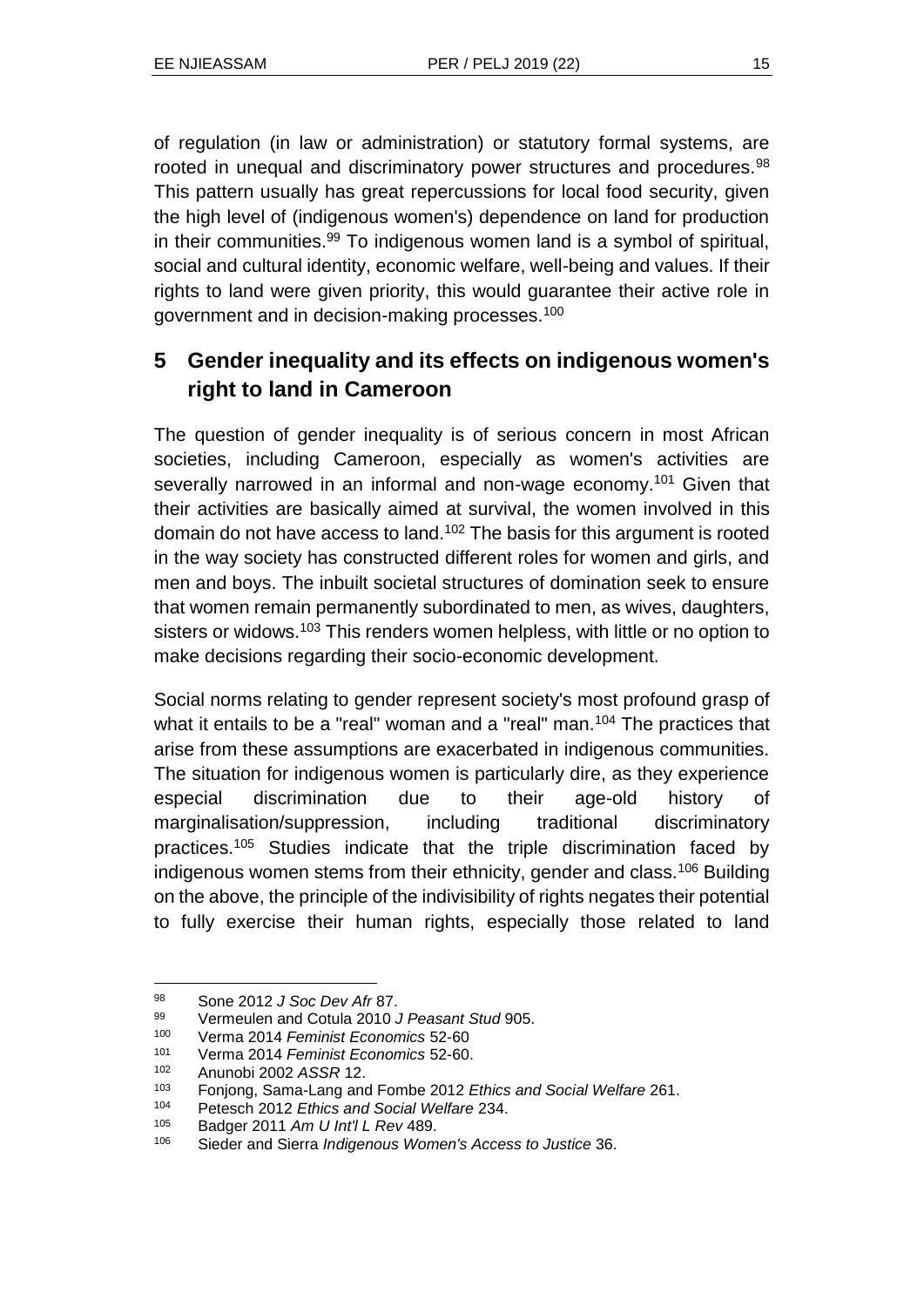of regulation (in law or administration) or statutory formal systems, are rooted in unequal and discriminatory power structures and procedures.[98] This pattern usually has great repercussions for local food security, given the high level of (indigenous women's) dependence on land for production in their communities.[99] To indigenous women land is a symbol of spiritual, social and cultural identity, economic welfare, well-being and values. If their rights to land were given priority, this would guarantee their active role in government and in decision-making processes.[100]

## 5 Gender inequality and its effects on indigenous women's right to land in Cameroon

The question of gender inequality is of serious concern in most African societies, including Cameroon, especially as women's activities are severally narrowed in an informal and non-wage economy.[101] Given that their activities are basically aimed at survival, the women involved in this domain do not have access to land.[102] The basis for this argument is rooted in the way society has constructed different roles for women and girls, and men and boys. The inbuilt societal structures of domination seek to ensure that women remain permanently subordinated to men, as wives, daughters, sisters or widows.[103] This renders women helpless, with little or no option to make decisions regarding their socio-economic development.

Social norms relating to gender represent society's most profound grasp of what it entails to be a "real" woman and a "real" man.[104] The practices that arise from these assumptions are exacerbated in indigenous communities. The situation for indigenous women is particularly dire, as they experience especial discrimination due to their age-old history of marginalisation/suppression, including traditional discriminatory practices.[105] Studies indicate that the triple discrimination faced by indigenous women stems from their ethnicity, gender and class.[106] Building on the above, the principle of the indivisibility of rights negates their potential to fully exercise their human rights, especially those related to land

---

98 Sone 2012 *J Soc Dev Afr* 87.

99 Vermeulen and Cotula 2010 *J Peasant Stud* 905.

100 Verma 2014 *Feminist Economics* 52-60

101 Verma 2014 *Feminist Economics* 52-60.

102 Anunobi 2002 *ASSR* 12.

103 Fonjong, Sama-Lang and Fombe 2012 *Ethics and Social Welfare* 261.

104 Petesch 2012 *Ethics and Social Welfare* 234.

105 Badger 2011 *Am U Int'l L Rev* 489.

106 Sieder and Sierra *Indigenous Women's Access to Justice* 36.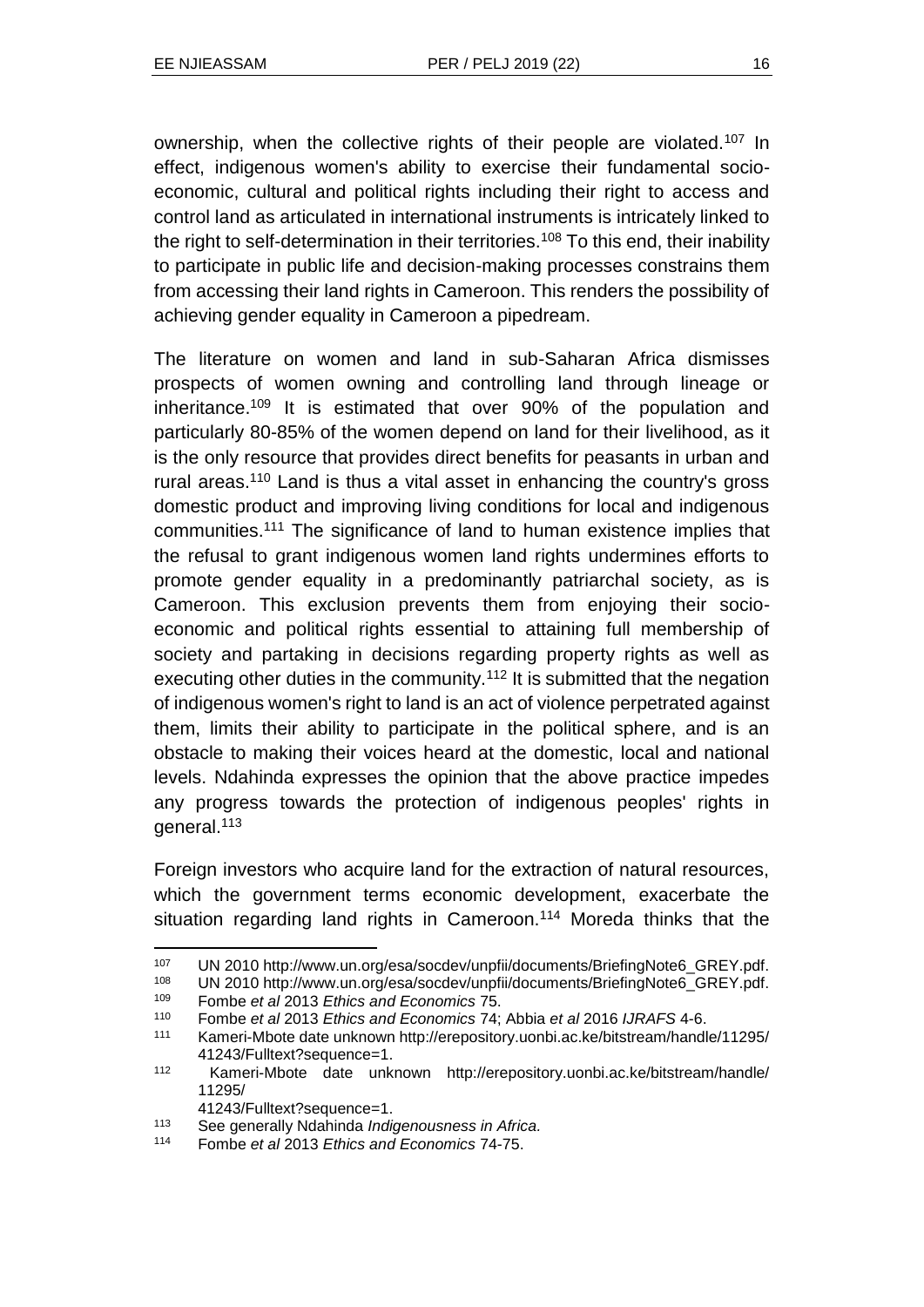ownership, when the collective rights of their people are violated.[107] In effect, indigenous women's ability to exercise their fundamental socio-economic, cultural and political rights including their right to access and control land as articulated in international instruments is intricately linked to the right to self-determination in their territories.[108] To this end, their inability to participate in public life and decision-making processes constrains them from accessing their land rights in Cameroon. This renders the possibility of achieving gender equality in Cameroon a pipedream.

The literature on women and land in sub-Saharan Africa dismisses prospects of women owning and controlling land through lineage or inheritance.[109] It is estimated that over 90% of the population and particularly 80-85% of the women depend on land for their livelihood, as it is the only resource that provides direct benefits for peasants in urban and rural areas.[110] Land is thus a vital asset in enhancing the country's gross domestic product and improving living conditions for local and indigenous communities.[111] The significance of land to human existence implies that the refusal to grant indigenous women land rights undermines efforts to promote gender equality in a predominantly patriarchal society, as is Cameroon. This exclusion prevents them from enjoying their socio-economic and political rights essential to attaining full membership of society and partaking in decisions regarding property rights as well as executing other duties in the community.[112] It is submitted that the negation of indigenous women's right to land is an act of violence perpetrated against them, limits their ability to participate in the political sphere, and is an obstacle to making their voices heard at the domestic, local and national levels. Ndahinda expresses the opinion that the above practice impedes any progress towards the protection of indigenous peoples' rights in general.[113]

Foreign investors who acquire land for the extraction of natural resources, which the government terms economic development, exacerbate the situation regarding land rights in Cameroon.[114] Moreda thinks that the

---

107 UN 2010 http://www.un.org/esa/socdev/unpfii/documents/BriefingNote6_GREY.pdf.

108 UN 2010 http://www.un.org/esa/socdev/unpfii/documents/BriefingNote6_GREY.pdf.

109 Fombe *et al* 2013 *Ethics and Economics* 75.

110 Fombe *et al* 2013 *Ethics and Economics* 74; Abbia *et al* 2016 *IJRAFS* 4-6.

111 Kameri-Mbote date unknown http://erepository.uonbi.ac.ke/bitstream/handle/11295/41243/Fulltext?sequence=1.

112 Kameri-Mbote date unknown http://erepository.uonbi.ac.ke/bitstream/handle/11295/41243/Fulltext?sequence=1.

113 See generally Ndahinda *Indigenousness in Africa*.

114 Fombe *et al* 2013 *Ethics and Economics* 74-75.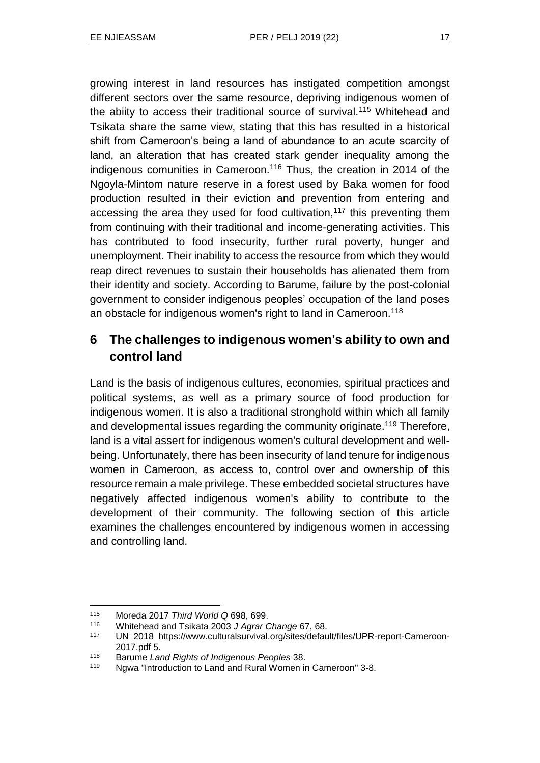growing interest in land resources has instigated competition amongst different sectors over the same resource, depriving indigenous women of the abiity to access their traditional source of survival.[115] Whitehead and Tsikata share the same view, stating that this has resulted in a historical shift from Cameroon's being a land of abundance to an acute scarcity of land, an alteration that has created stark gender inequality among the indigenous comunities in Cameroon.[116] Thus, the creation in 2014 of the Ngoyla-Mintom nature reserve in a forest used by Baka women for food production resulted in their eviction and prevention from entering and accessing the area they used for food cultivation,[117] this preventing them from continuing with their traditional and income-generating activities. This has contributed to food insecurity, further rural poverty, hunger and unemployment. Their inability to access the resource from which they would reap direct revenues to sustain their households has alienated them from their identity and society. According to Barume, failure by the post-colonial government to consider indigenous peoples' occupation of the land poses an obstacle for indigenous women's right to land in Cameroon.[118]

## 6 The challenges to indigenous women's ability to own and control land

Land is the basis of indigenous cultures, economies, spiritual practices and political systems, as well as a primary source of food production for indigenous women. It is also a traditional stronghold within which all family and developmental issues regarding the community originate.[119] Therefore, land is a vital assert for indigenous women's cultural development and well-being. Unfortunately, there has been insecurity of land tenure for indigenous women in Cameroon, as access to, control over and ownership of this resource remain a male privilege. These embedded societal structures have negatively affected indigenous women's ability to contribute to the development of their community. The following section of this article examines the challenges encountered by indigenous women in accessing and controlling land.

---

[115] Moreda 2017 *Third World Q* 698, 699.

[116] Whitehead and Tsikata 2003 *J Agrar Change* 67, 68.

[117] UN 2018 https://www.culturalsurvival.org/sites/default/files/UPR-report-Cameroon-2017.pdf 5.

[118] Barume *Land Rights of Indigenous Peoples* 38.

[119] Ngwa "Introduction to Land and Rural Women in Cameroon" 3-8.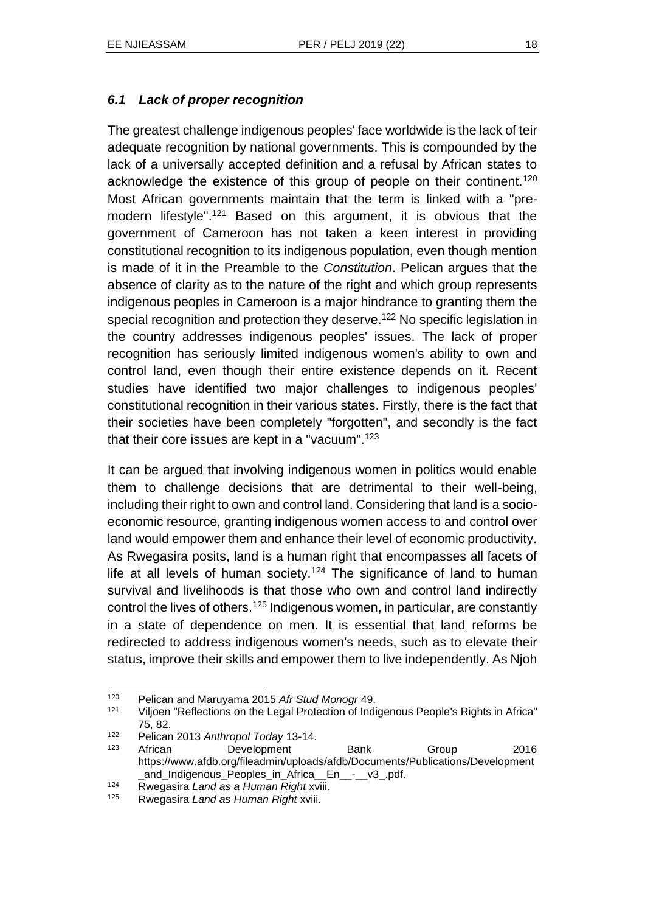### *6.1 Lack of proper recognition*

The greatest challenge indigenous peoples' face worldwide is the lack of teir adequate recognition by national governments. This is compounded by the lack of a universally accepted definition and a refusal by African states to acknowledge the existence of this group of people on their continent.[120] Most African governments maintain that the term is linked with a "pre-modern lifestyle".[121] Based on this argument, it is obvious that the government of Cameroon has not taken a keen interest in providing constitutional recognition to its indigenous population, even though mention is made of it in the Preamble to the *Constitution*. Pelican argues that the absence of clarity as to the nature of the right and which group represents indigenous peoples in Cameroon is a major hindrance to granting them the special recognition and protection they deserve.[122] No specific legislation in the country addresses indigenous peoples' issues. The lack of proper recognition has seriously limited indigenous women's ability to own and control land, even though their entire existence depends on it. Recent studies have identified two major challenges to indigenous peoples' constitutional recognition in their various states. Firstly, there is the fact that their societies have been completely "forgotten", and secondly is the fact that their core issues are kept in a "vacuum".[123]

It can be argued that involving indigenous women in politics would enable them to challenge decisions that are detrimental to their well-being, including their right to own and control land. Considering that land is a socio-economic resource, granting indigenous women access to and control over land would empower them and enhance their level of economic productivity. As Rwegasira posits, land is a human right that encompasses all facets of life at all levels of human society.[124] The significance of land to human survival and livelihoods is that those who own and control land indirectly control the lives of others.[125] Indigenous women, in particular, are constantly in a state of dependence on men. It is essential that land reforms be redirected to address indigenous women's needs, such as to elevate their status, improve their skills and empower them to live independently. As Njoh

---

120 Pelican and Maruyama 2015 *Afr Stud Monogr* 49.

121 Viljoen "Reflections on the Legal Protection of Indigenous People's Rights in Africa" 75, 82.

122 Pelican 2013 *Anthropol Today* 13-14.

123 African Development Bank Group 2016 https://www.afdb.org/fileadmin/uploads/afdb/Documents/Publications/Development_and_Indigenous_Peoples_in_Africa__En__-__v3_.pdf.

124 Rwegasira *Land as a Human Right* xviii.

125 Rwegasira *Land as Human Right* xviii.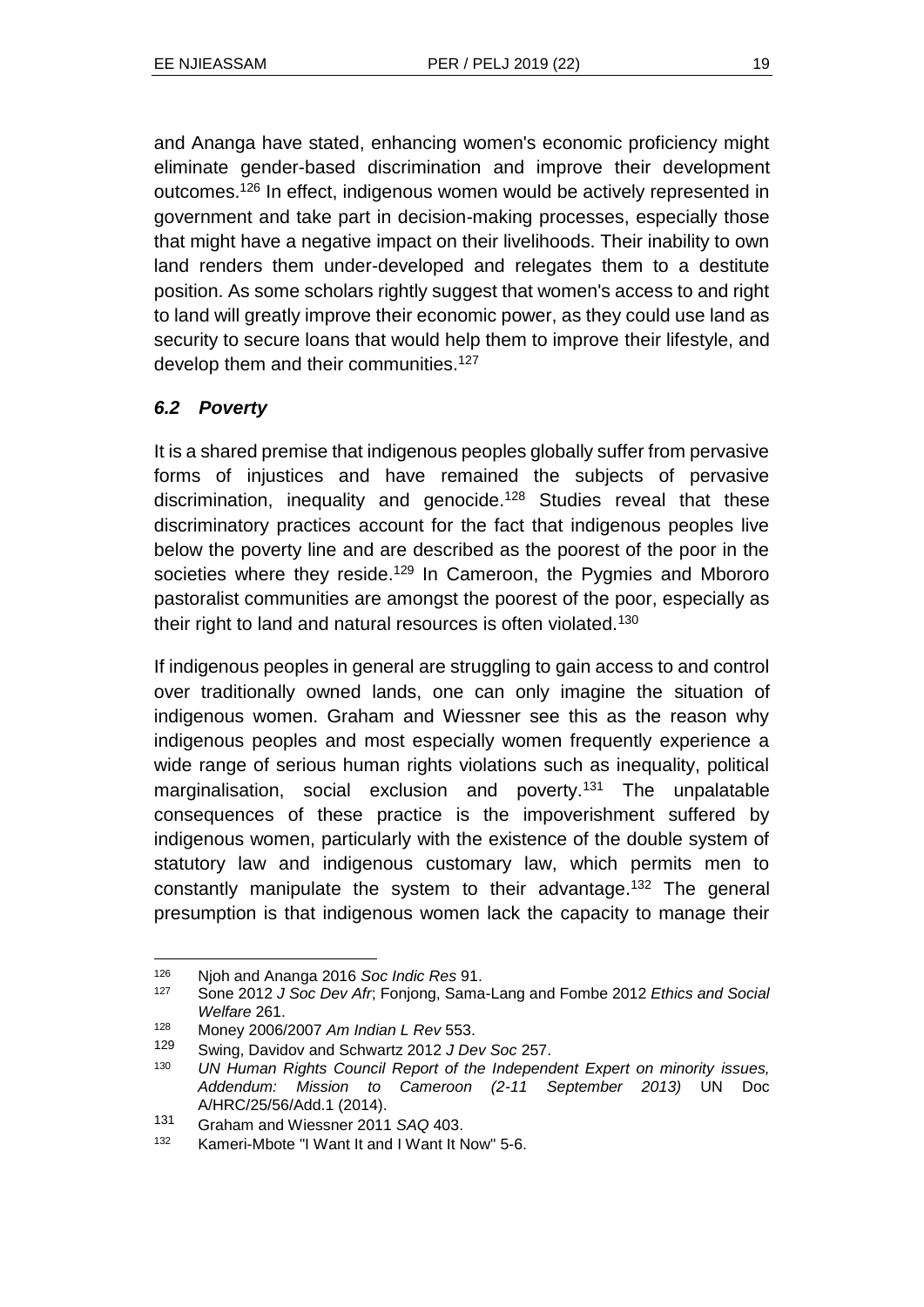and Ananga have stated, enhancing women's economic proficiency might eliminate gender-based discrimination and improve their development outcomes.[126] In effect, indigenous women would be actively represented in government and take part in decision-making processes, especially those that might have a negative impact on their livelihoods. Their inability to own land renders them under-developed and relegates them to a destitute position. As some scholars rightly suggest that women's access to and right to land will greatly improve their economic power, as they could use land as security to secure loans that would help them to improve their lifestyle, and develop them and their communities.[127]

### *6.2 Poverty*

It is a shared premise that indigenous peoples globally suffer from pervasive forms of injustices and have remained the subjects of pervasive discrimination, inequality and genocide.[128] Studies reveal that these discriminatory practices account for the fact that indigenous peoples live below the poverty line and are described as the poorest of the poor in the societies where they reside.[129] In Cameroon, the Pygmies and Mbororo pastoralist communities are amongst the poorest of the poor, especially as their right to land and natural resources is often violated.[130]

If indigenous peoples in general are struggling to gain access to and control over traditionally owned lands, one can only imagine the situation of indigenous women. Graham and Wiessner see this as the reason why indigenous peoples and most especially women frequently experience a wide range of serious human rights violations such as inequality, political marginalisation, social exclusion and poverty.[131] The unpalatable consequences of these practice is the impoverishment suffered by indigenous women, particularly with the existence of the double system of statutory law and indigenous customary law, which permits men to constantly manipulate the system to their advantage.[132] The general presumption is that indigenous women lack the capacity to manage their

---

126 Njoh and Ananga 2016 *Soc Indic Res* 91.

127 Sone 2012 *J Soc Dev Afr*; Fonjong, Sama-Lang and Fombe 2012 *Ethics and Social Welfare* 261.

128 Money 2006/2007 *Am Indian L Rev* 553.

129 Swing, Davidov and Schwartz 2012 *J Dev Soc* 257.

130 *UN Human Rights Council Report of the Independent Expert on minority issues, Addendum: Mission to Cameroon (2-11 September 2013)* UN Doc A/HRC/25/56/Add.1 (2014).

131 Graham and Wiessner 2011 *SAQ* 403.

132 Kameri-Mbote "I Want It and I Want It Now" 5-6.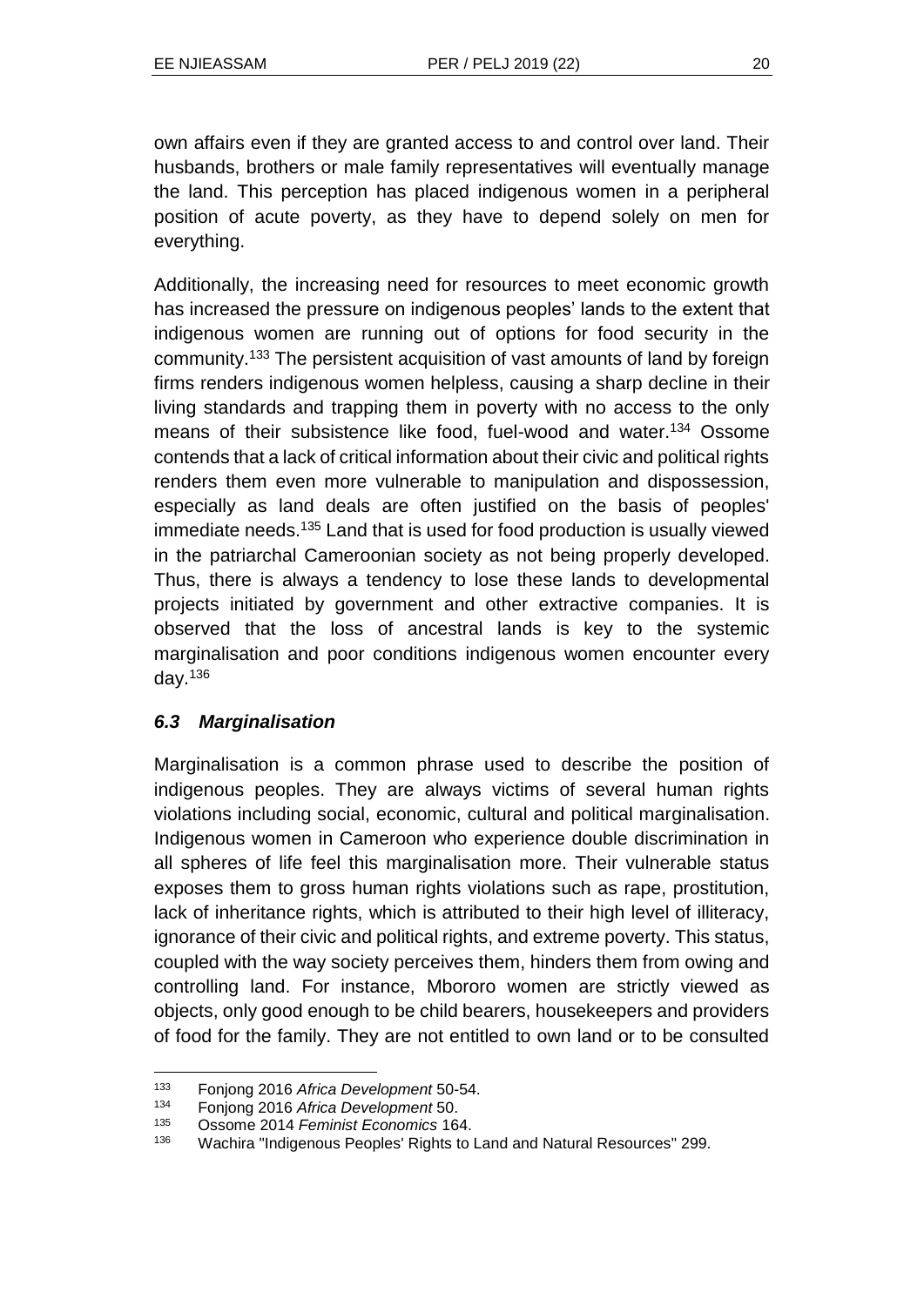own affairs even if they are granted access to and control over land. Their husbands, brothers or male family representatives will eventually manage the land. This perception has placed indigenous women in a peripheral position of acute poverty, as they have to depend solely on men for everything.

Additionally, the increasing need for resources to meet economic growth has increased the pressure on indigenous peoples' lands to the extent that indigenous women are running out of options for food security in the community.[133] The persistent acquisition of vast amounts of land by foreign firms renders indigenous women helpless, causing a sharp decline in their living standards and trapping them in poverty with no access to the only means of their subsistence like food, fuel-wood and water.[134] Ossome contends that a lack of critical information about their civic and political rights renders them even more vulnerable to manipulation and dispossession, especially as land deals are often justified on the basis of peoples' immediate needs.[135] Land that is used for food production is usually viewed in the patriarchal Cameroonian society as not being properly developed. Thus, there is always a tendency to lose these lands to developmental projects initiated by government and other extractive companies. It is observed that the loss of ancestral lands is key to the systemic marginalisation and poor conditions indigenous women encounter every day.[136]

### *6.3 Marginalisation*

Marginalisation is a common phrase used to describe the position of indigenous peoples. They are always victims of several human rights violations including social, economic, cultural and political marginalisation. Indigenous women in Cameroon who experience double discrimination in all spheres of life feel this marginalisation more. Their vulnerable status exposes them to gross human rights violations such as rape, prostitution, lack of inheritance rights, which is attributed to their high level of illiteracy, ignorance of their civic and political rights, and extreme poverty. This status, coupled with the way society perceives them, hinders them from owing and controlling land. For instance, Mbororo women are strictly viewed as objects, only good enough to be child bearers, housekeepers and providers of food for the family. They are not entitled to own land or to be consulted

---

[133] Fonjong 2016 *Africa Development* 50-54.

[134] Fonjong 2016 *Africa Development* 50.

[135] Ossome 2014 *Feminist Economics* 164.

[136] Wachira "Indigenous Peoples' Rights to Land and Natural Resources" 299.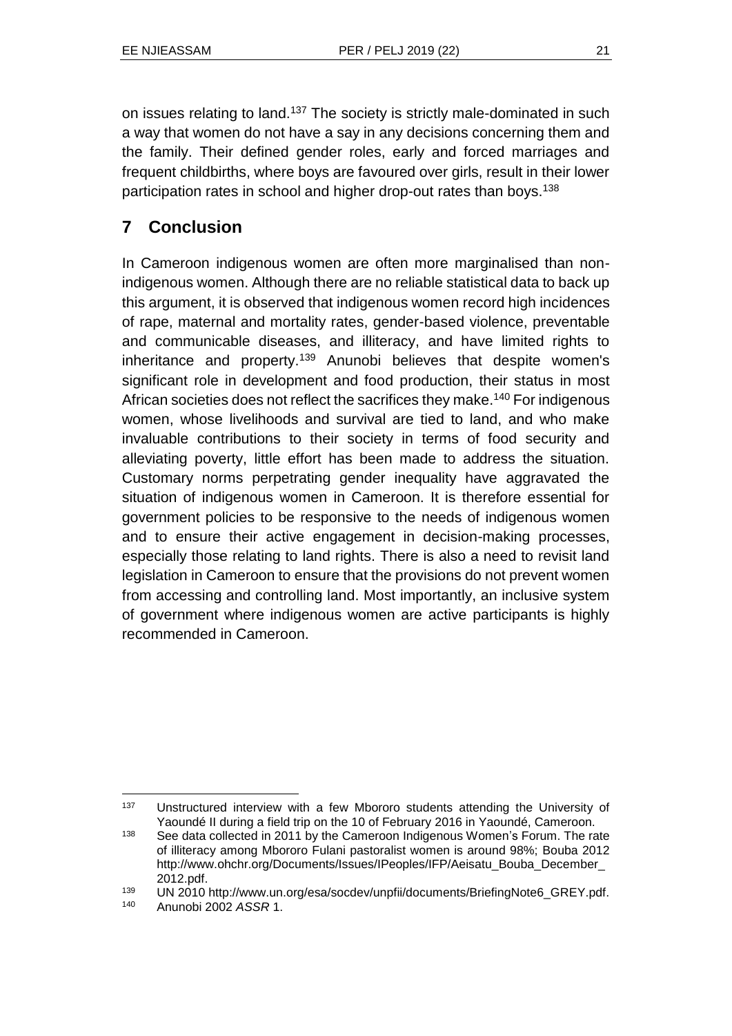on issues relating to land.[137] The society is strictly male-dominated in such a way that women do not have a say in any decisions concerning them and the family. Their defined gender roles, early and forced marriages and frequent childbirths, where boys are favoured over girls, result in their lower participation rates in school and higher drop-out rates than boys.[138]

## 7 Conclusion

In Cameroon indigenous women are often more marginalised than non-indigenous women. Although there are no reliable statistical data to back up this argument, it is observed that indigenous women record high incidences of rape, maternal and mortality rates, gender-based violence, preventable and communicable diseases, and illiteracy, and have limited rights to inheritance and property.[139] Anunobi believes that despite women's significant role in development and food production, their status in most African societies does not reflect the sacrifices they make.[140] For indigenous women, whose livelihoods and survival are tied to land, and who make invaluable contributions to their society in terms of food security and alleviating poverty, little effort has been made to address the situation. Customary norms perpetrating gender inequality have aggravated the situation of indigenous women in Cameroon. It is therefore essential for government policies to be responsive to the needs of indigenous women and to ensure their active engagement in decision-making processes, especially those relating to land rights. There is also a need to revisit land legislation in Cameroon to ensure that the provisions do not prevent women from accessing and controlling land. Most importantly, an inclusive system of government where indigenous women are active participants is highly recommended in Cameroon.

---

137 Unstructured interview with a few Mbororo students attending the University of Yaoundé II during a field trip on the 10 of February 2016 in Yaoundé, Cameroon.

138 See data collected in 2011 by the Cameroon Indigenous Women's Forum. The rate of illiteracy among Mbororo Fulani pastoralist women is around 98%; Bouba 2012 http://www.ohchr.org/Documents/Issues/IPeoples/IFP/Aeisatu_Bouba_December_2012.pdf.

139 UN 2010 http://www.un.org/esa/socdev/unpfii/documents/BriefingNote6_GREY.pdf.

140 Anunobi 2002 *ASSR* 1.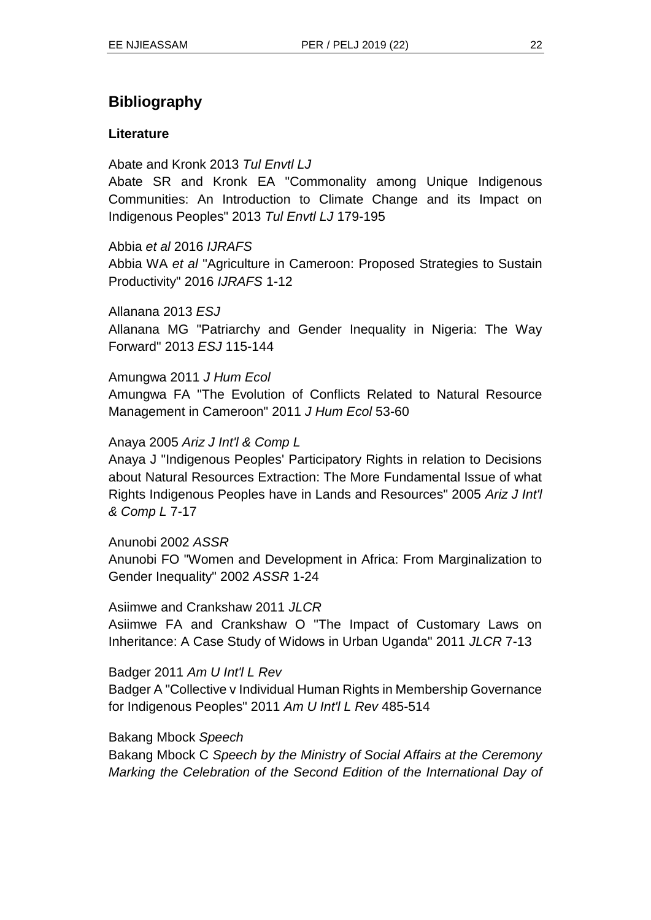## Bibliography

### Literature

Abate and Kronk 2013 *Tul Envtl LJ*
Abate SR and Kronk EA "Commonality among Unique Indigenous Communities: An Introduction to Climate Change and its Impact on Indigenous Peoples" 2013 *Tul Envtl LJ* 179-195

Abbia *et al* 2016 *IJRAFS*
Abbia WA *et al* "Agriculture in Cameroon: Proposed Strategies to Sustain Productivity" 2016 *IJRAFS* 1-12

Allanana 2013 *ESJ*
Allanana MG "Patriarchy and Gender Inequality in Nigeria: The Way Forward" 2013 *ESJ* 115-144

Amungwa 2011 *J Hum Ecol*
Amungwa FA "The Evolution of Conflicts Related to Natural Resource Management in Cameroon" 2011 *J Hum Ecol* 53-60

Anaya 2005 *Ariz J Int'l & Comp L*
Anaya J "Indigenous Peoples' Participatory Rights in relation to Decisions about Natural Resources Extraction: The More Fundamental Issue of what Rights Indigenous Peoples have in Lands and Resources" 2005 *Ariz J Int'l & Comp L* 7-17

Anunobi 2002 *ASSR*
Anunobi FO "Women and Development in Africa: From Marginalization to Gender Inequality" 2002 *ASSR* 1-24

Asiimwe and Crankshaw 2011 *JLCR*
Asiimwe FA and Crankshaw O "The Impact of Customary Laws on Inheritance: A Case Study of Widows in Urban Uganda" 2011 *JLCR* 7-13

Badger 2011 *Am U Int'l L Rev*
Badger A "Collective v Individual Human Rights in Membership Governance for Indigenous Peoples" 2011 *Am U Int'l L Rev* 485-514

Bakang Mbock *Speech*
Bakang Mbock C *Speech by the Ministry of Social Affairs at the Ceremony Marking the Celebration of the Second Edition of the International Day of*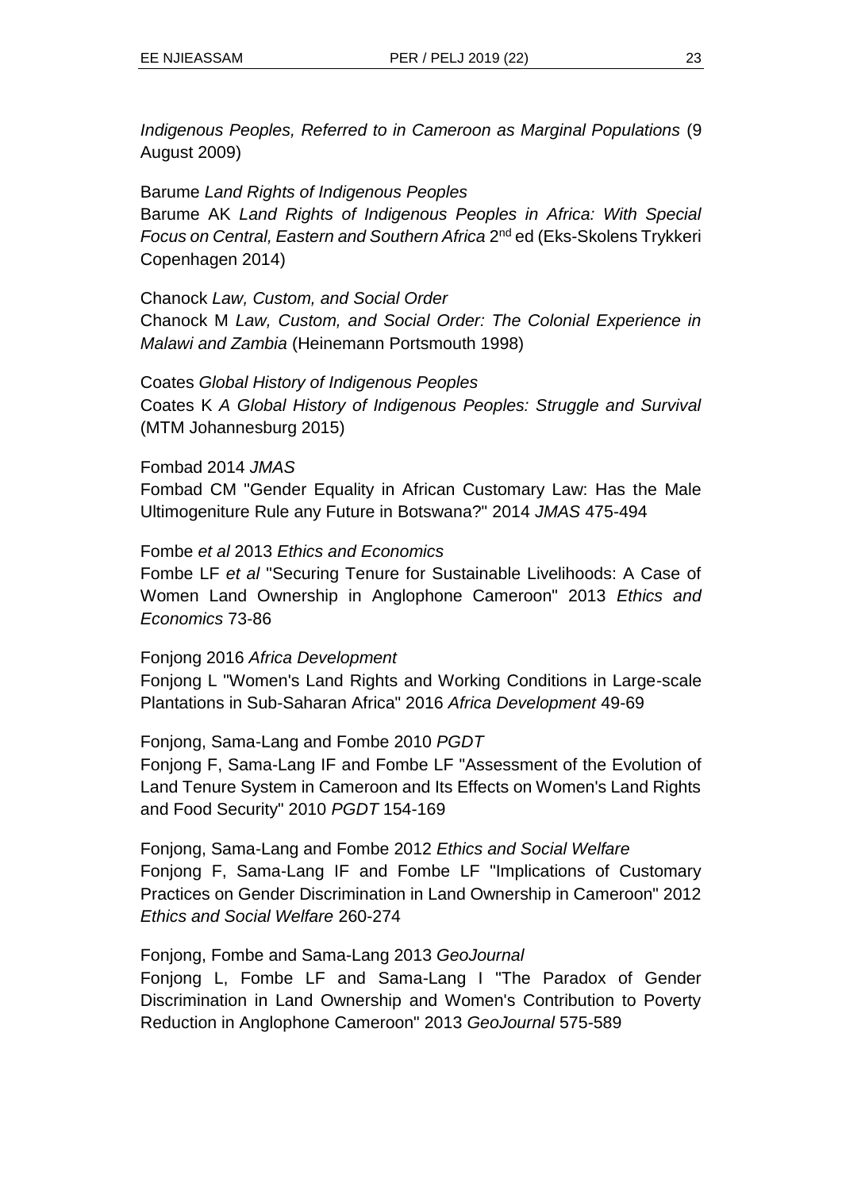*Indigenous Peoples, Referred to in Cameroon as Marginal Populations* (9 August 2009)

Barume *Land Rights of Indigenous Peoples*
Barume AK *Land Rights of Indigenous Peoples in Africa: With Special Focus on Central, Eastern and Southern Africa* 2nd ed (Eks-Skolens Trykkeri Copenhagen 2014)

Chanock *Law, Custom, and Social Order*
Chanock M *Law, Custom, and Social Order: The Colonial Experience in Malawi and Zambia* (Heinemann Portsmouth 1998)

Coates *Global History of Indigenous Peoples*
Coates K *A Global History of Indigenous Peoples: Struggle and Survival* (MTM Johannesburg 2015)

Fombad 2014 *JMAS*
Fombad CM "Gender Equality in African Customary Law: Has the Male Ultimogeniture Rule any Future in Botswana?" 2014 *JMAS* 475-494

Fombe *et al* 2013 *Ethics and Economics*
Fombe LF *et al* "Securing Tenure for Sustainable Livelihoods: A Case of Women Land Ownership in Anglophone Cameroon" 2013 *Ethics and Economics* 73-86

Fonjong 2016 *Africa Development*
Fonjong L "Women's Land Rights and Working Conditions in Large-scale Plantations in Sub-Saharan Africa" 2016 *Africa Development* 49-69

Fonjong, Sama-Lang and Fombe 2010 *PGDT*
Fonjong F, Sama-Lang IF and Fombe LF "Assessment of the Evolution of Land Tenure System in Cameroon and Its Effects on Women's Land Rights and Food Security" 2010 *PGDT* 154-169

Fonjong, Sama-Lang and Fombe 2012 *Ethics and Social Welfare*
Fonjong F, Sama-Lang IF and Fombe LF "Implications of Customary Practices on Gender Discrimination in Land Ownership in Cameroon" 2012 *Ethics and Social Welfare* 260-274

Fonjong, Fombe and Sama-Lang 2013 *GeoJournal*
Fonjong L, Fombe LF and Sama-Lang I "The Paradox of Gender Discrimination in Land Ownership and Women's Contribution to Poverty Reduction in Anglophone Cameroon" 2013 *GeoJournal* 575-589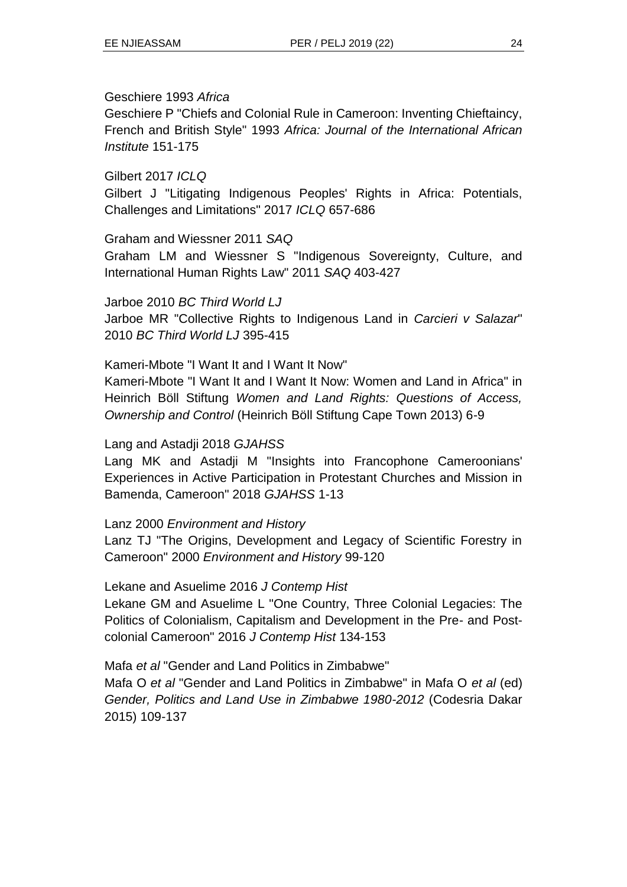Geschiere 1993 *Africa*

Geschiere P "Chiefs and Colonial Rule in Cameroon: Inventing Chieftaincy, French and British Style" 1993 *Africa: Journal of the International African Institute* 151-175

Gilbert 2017 *ICLQ*

Gilbert J "Litigating Indigenous Peoples' Rights in Africa: Potentials, Challenges and Limitations" 2017 *ICLQ* 657-686

Graham and Wiessner 2011 *SAQ*

Graham LM and Wiessner S "Indigenous Sovereignty, Culture, and International Human Rights Law" 2011 *SAQ* 403-427

Jarboe 2010 *BC Third World LJ*

Jarboe MR "Collective Rights to Indigenous Land in *Carcieri v Salazar*" 2010 *BC Third World LJ* 395-415

Kameri-Mbote "I Want It and I Want It Now"

Kameri-Mbote "I Want It and I Want It Now: Women and Land in Africa" in Heinrich Böll Stiftung *Women and Land Rights: Questions of Access, Ownership and Control* (Heinrich Böll Stiftung Cape Town 2013) 6-9

Lang and Astadji 2018 *GJAHSS*

Lang MK and Astadji M "Insights into Francophone Cameroonians' Experiences in Active Participation in Protestant Churches and Mission in Bamenda, Cameroon" 2018 *GJAHSS* 1-13

Lanz 2000 *Environment and History*

Lanz TJ "The Origins, Development and Legacy of Scientific Forestry in Cameroon" 2000 *Environment and History* 99-120

Lekane and Asuelime 2016 *J Contemp Hist*

Lekane GM and Asuelime L "One Country, Three Colonial Legacies: The Politics of Colonialism, Capitalism and Development in the Pre- and Post-colonial Cameroon" 2016 *J Contemp Hist* 134-153

Mafa *et al* "Gender and Land Politics in Zimbabwe"

Mafa O *et al* "Gender and Land Politics in Zimbabwe" in Mafa O *et al* (ed) *Gender, Politics and Land Use in Zimbabwe 1980-2012* (Codesria Dakar 2015) 109-137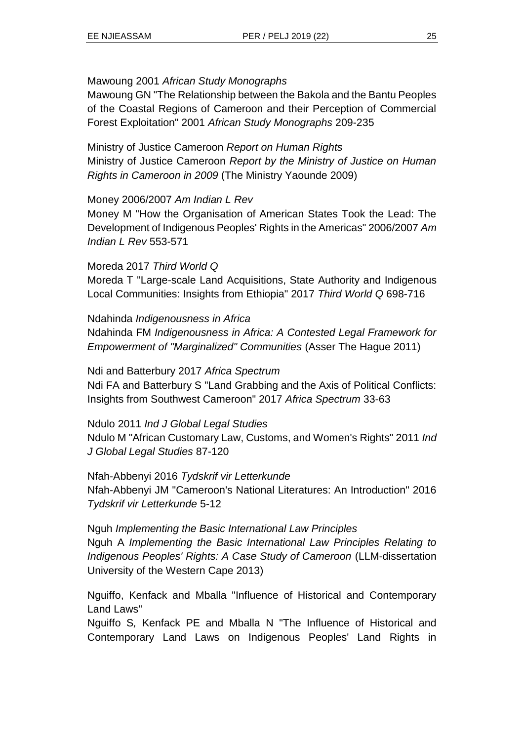Mawoung 2001 *African Study Monographs*

Mawoung GN "The Relationship between the Bakola and the Bantu Peoples of the Coastal Regions of Cameroon and their Perception of Commercial Forest Exploitation" 2001 *African Study Monographs* 209-235

Ministry of Justice Cameroon *Report on Human Rights*

Ministry of Justice Cameroon *Report by the Ministry of Justice on Human Rights in Cameroon in 2009* (The Ministry Yaounde 2009)

Money 2006/2007 *Am Indian L Rev*

Money M "How the Organisation of American States Took the Lead: The Development of Indigenous Peoples' Rights in the Americas" 2006/2007 *Am Indian L Rev* 553-571

Moreda 2017 *Third World Q*

Moreda T "Large-scale Land Acquisitions, State Authority and Indigenous Local Communities: Insights from Ethiopia" 2017 *Third World Q* 698-716

Ndahinda *Indigenousness in Africa*

Ndahinda FM *Indigenousness in Africa: A Contested Legal Framework for Empowerment of "Marginalized" Communities* (Asser The Hague 2011)

Ndi and Batterbury 2017 *Africa Spectrum*

Ndi FA and Batterbury S "Land Grabbing and the Axis of Political Conflicts: Insights from Southwest Cameroon" 2017 *Africa Spectrum* 33-63

Ndulo 2011 *Ind J Global Legal Studies*

Ndulo M "African Customary Law, Customs, and Women's Rights" 2011 *Ind J Global Legal Studies* 87-120

Nfah-Abbenyi 2016 *Tydskrif vir Letterkunde*

Nfah-Abbenyi JM "Cameroon's National Literatures: An Introduction" 2016 *Tydskrif vir Letterkunde* 5-12

Nguh *Implementing the Basic International Law Principles*

Nguh A *Implementing the Basic International Law Principles Relating to Indigenous Peoples' Rights: A Case Study of Cameroon* (LLM-dissertation University of the Western Cape 2013)

Nguiffo, Kenfack and Mballa "Influence of Historical and Contemporary Land Laws"

Nguiffo S, Kenfack PE and Mballa N "The Influence of Historical and Contemporary Land Laws on Indigenous Peoples' Land Rights in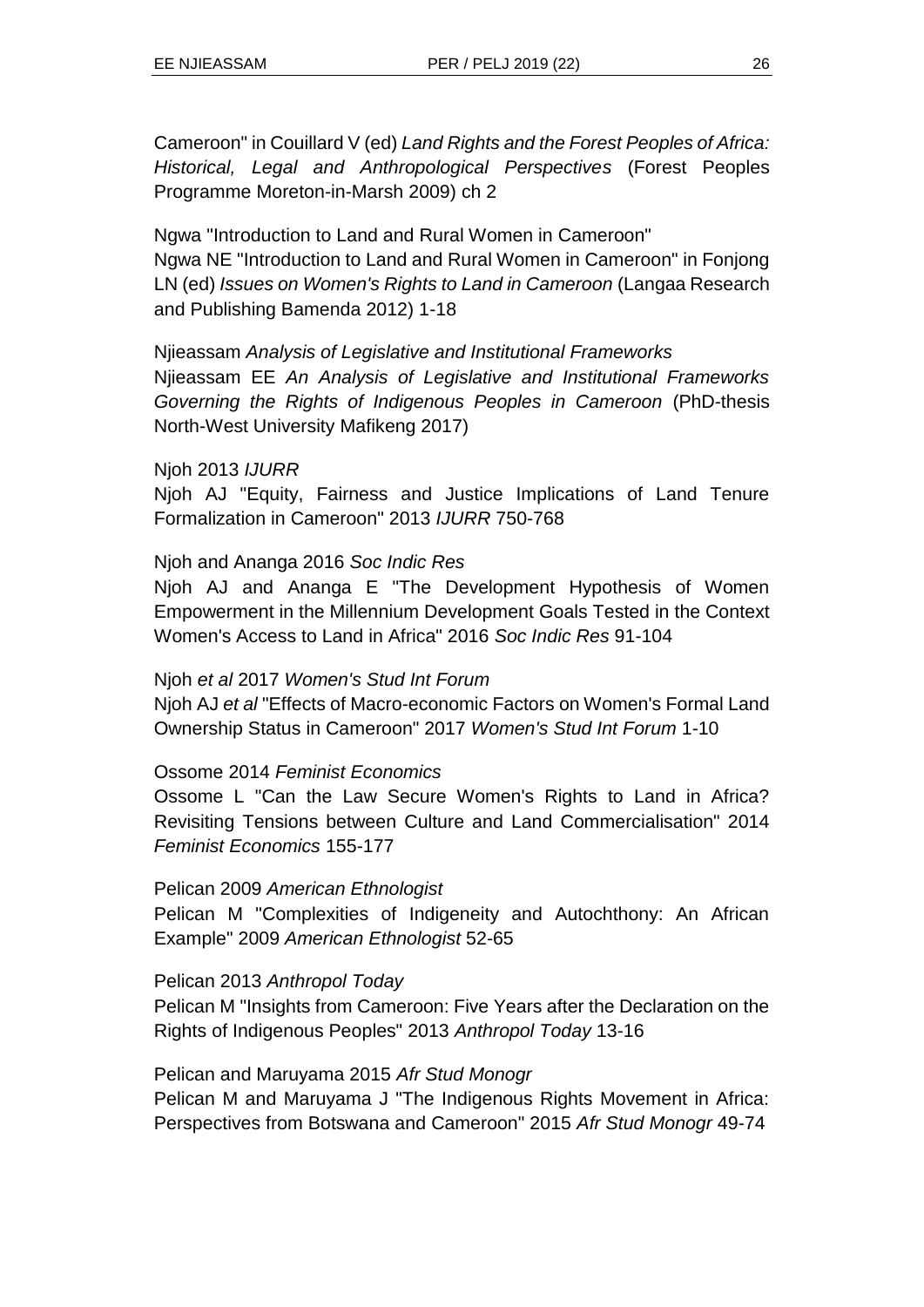Cameroon" in Couillard V (ed) *Land Rights and the Forest Peoples of Africa: Historical, Legal and Anthropological Perspectives* (Forest Peoples Programme Moreton-in-Marsh 2009) ch 2

Ngwa "Introduction to Land and Rural Women in Cameroon"
Ngwa NE "Introduction to Land and Rural Women in Cameroon" in Fonjong LN (ed) *Issues on Women's Rights to Land in Cameroon* (Langaa Research and Publishing Bamenda 2012) 1-18

Njieassam *Analysis of Legislative and Institutional Frameworks*
Njieassam EE *An Analysis of Legislative and Institutional Frameworks Governing the Rights of Indigenous Peoples in Cameroon* (PhD-thesis North-West University Mafikeng 2017)

Njoh 2013 *IJURR*
Njoh AJ "Equity, Fairness and Justice Implications of Land Tenure Formalization in Cameroon" 2013 *IJURR* 750-768

Njoh and Ananga 2016 *Soc Indic Res*
Njoh AJ and Ananga E "The Development Hypothesis of Women Empowerment in the Millennium Development Goals Tested in the Context Women's Access to Land in Africa" 2016 *Soc Indic Res* 91-104

Njoh *et al* 2017 *Women's Stud Int Forum*
Njoh AJ *et al* "Effects of Macro-economic Factors on Women's Formal Land Ownership Status in Cameroon" 2017 *Women's Stud Int Forum* 1-10

Ossome 2014 *Feminist Economics*
Ossome L "Can the Law Secure Women's Rights to Land in Africa? Revisiting Tensions between Culture and Land Commercialisation" 2014 *Feminist Economics* 155-177

Pelican 2009 *American Ethnologist*
Pelican M "Complexities of Indigeneity and Autochthony: An African Example" 2009 *American Ethnologist* 52-65

Pelican 2013 *Anthropol Today*
Pelican M "Insights from Cameroon: Five Years after the Declaration on the Rights of Indigenous Peoples" 2013 *Anthropol Today* 13-16

Pelican and Maruyama 2015 *Afr Stud Monogr*
Pelican M and Maruyama J "The Indigenous Rights Movement in Africa: Perspectives from Botswana and Cameroon" 2015 *Afr Stud Monogr* 49-74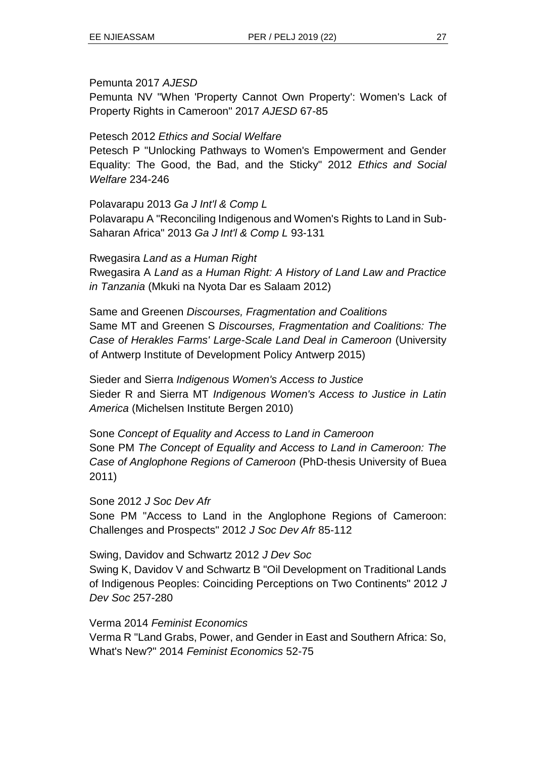Pemunta 2017 *AJESD*

Pemunta NV "When 'Property Cannot Own Property': Women's Lack of Property Rights in Cameroon" 2017 *AJESD* 67-85

Petesch 2012 *Ethics and Social Welfare*

Petesch P "Unlocking Pathways to Women's Empowerment and Gender Equality: The Good, the Bad, and the Sticky" 2012 *Ethics and Social Welfare* 234-246

Polavarapu 2013 *Ga J Int'l & Comp L*

Polavarapu A "Reconciling Indigenous and Women's Rights to Land in Sub-Saharan Africa" 2013 *Ga J Int'l & Comp L* 93-131

Rwegasira *Land as a Human Right*

Rwegasira A *Land as a Human Right: A History of Land Law and Practice in Tanzania* (Mkuki na Nyota Dar es Salaam 2012)

Same and Greenen *Discourses, Fragmentation and Coalitions*

Same MT and Greenen S *Discourses, Fragmentation and Coalitions: The Case of Herakles Farms' Large-Scale Land Deal in Cameroon* (University of Antwerp Institute of Development Policy Antwerp 2015)

Sieder and Sierra *Indigenous Women's Access to Justice*

Sieder R and Sierra MT *Indigenous Women's Access to Justice in Latin America* (Michelsen Institute Bergen 2010)

Sone *Concept of Equality and Access to Land in Cameroon*

Sone PM *The Concept of Equality and Access to Land in Cameroon: The Case of Anglophone Regions of Cameroon* (PhD-thesis University of Buea 2011)

Sone 2012 *J Soc Dev Afr*

Sone PM "Access to Land in the Anglophone Regions of Cameroon: Challenges and Prospects" 2012 *J Soc Dev Afr* 85-112

Swing, Davidov and Schwartz 2012 *J Dev Soc*

Swing K, Davidov V and Schwartz B "Oil Development on Traditional Lands of Indigenous Peoples: Coinciding Perceptions on Two Continents" 2012 *J Dev Soc* 257-280

Verma 2014 *Feminist Economics*

Verma R "Land Grabs, Power, and Gender in East and Southern Africa: So, What's New?" 2014 *Feminist Economics* 52-75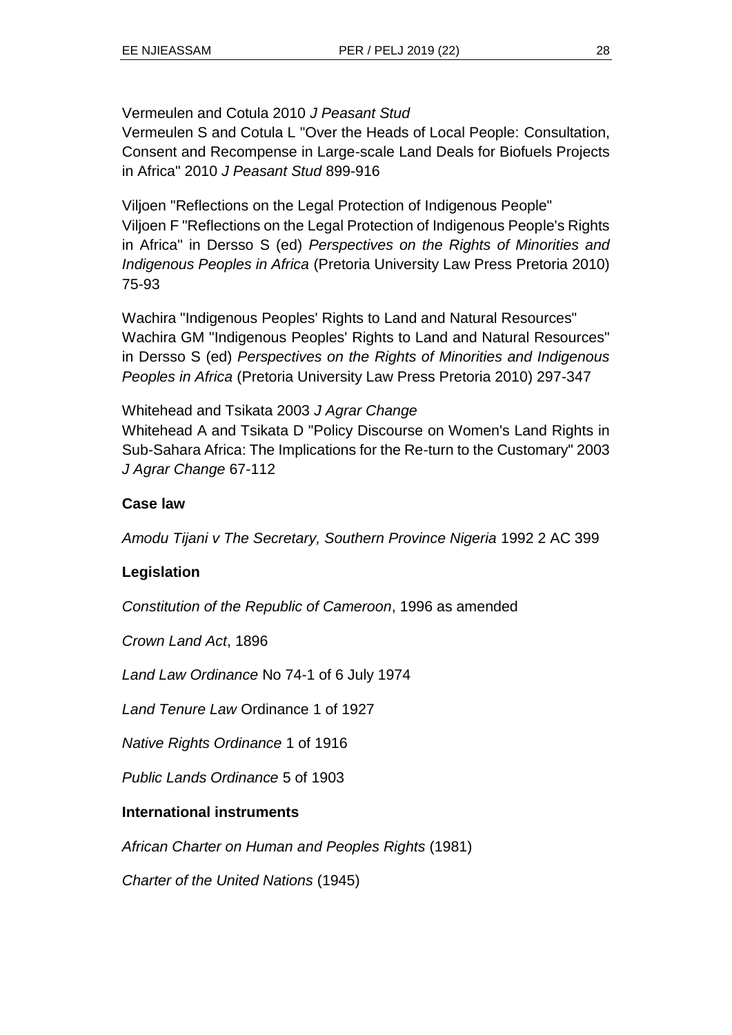Vermeulen and Cotula 2010 *J Peasant Stud*
Vermeulen S and Cotula L "Over the Heads of Local People: Consultation, Consent and Recompense in Large-scale Land Deals for Biofuels Projects in Africa" 2010 *J Peasant Stud* 899-916

Viljoen "Reflections on the Legal Protection of Indigenous People"
Viljoen F "Reflections on the Legal Protection of Indigenous People's Rights in Africa" in Dersso S (ed) *Perspectives on the Rights of Minorities and Indigenous Peoples in Africa* (Pretoria University Law Press Pretoria 2010) 75-93

Wachira "Indigenous Peoples' Rights to Land and Natural Resources"
Wachira GM "Indigenous Peoples' Rights to Land and Natural Resources" in Dersso S (ed) *Perspectives on the Rights of Minorities and Indigenous Peoples in Africa* (Pretoria University Law Press Pretoria 2010) 297-347

Whitehead and Tsikata 2003 *J Agrar Change*
Whitehead A and Tsikata D "Policy Discourse on Women's Land Rights in Sub-Sahara Africa: The Implications for the Re-turn to the Customary" 2003 *J Agrar Change* 67-112

**Case law**

*Amodu Tijani v The Secretary, Southern Province Nigeria* 1992 2 AC 399

**Legislation**

*Constitution of the Republic of Cameroon*, 1996 as amended

*Crown Land Act*, 1896

*Land Law Ordinance* No 74-1 of 6 July 1974

*Land Tenure Law* Ordinance 1 of 1927

*Native Rights Ordinance* 1 of 1916

*Public Lands Ordinance* 5 of 1903

**International instruments**

*African Charter on Human and Peoples Rights* (1981)

*Charter of the United Nations* (1945)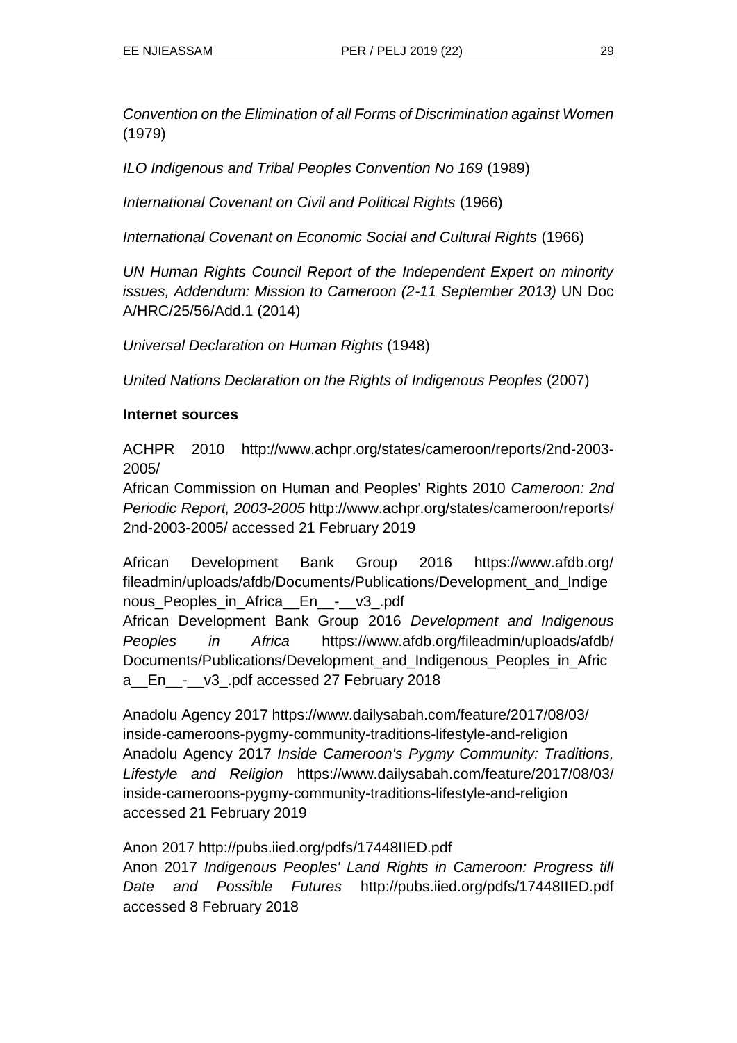*Convention on the Elimination of all Forms of Discrimination against Women* (1979)

*ILO Indigenous and Tribal Peoples Convention No 169* (1989)

*International Covenant on Civil and Political Rights* (1966)

*International Covenant on Economic Social and Cultural Rights* (1966)

*UN Human Rights Council Report of the Independent Expert on minority issues, Addendum: Mission to Cameroon (2-11 September 2013)* UN Doc A/HRC/25/56/Add.1 (2014)

*Universal Declaration on Human Rights* (1948)

*United Nations Declaration on the Rights of Indigenous Peoples* (2007)

**Internet sources**

ACHPR 2010 http://www.achpr.org/states/cameroon/reports/2nd-2003-2005/
African Commission on Human and Peoples' Rights 2010 *Cameroon: 2nd Periodic Report, 2003-2005* http://www.achpr.org/states/cameroon/reports/2nd-2003-2005/ accessed 21 February 2019

African Development Bank Group 2016 https://www.afdb.org/fileadmin/uploads/afdb/Documents/Publications/Development_and_Indigenous_Peoples_in_Africa__En__-__v3_.pdf
African Development Bank Group 2016 *Development and Indigenous Peoples in Africa* https://www.afdb.org/fileadmin/uploads/afdb/Documents/Publications/Development_and_Indigenous_Peoples_in_Africa__En__-__v3_.pdf accessed 27 February 2018

Anadolu Agency 2017 https://www.dailysabah.com/feature/2017/08/03/inside-cameroons-pygmy-community-traditions-lifestyle-and-religion
Anadolu Agency 2017 *Inside Cameroon's Pygmy Community: Traditions, Lifestyle and Religion* https://www.dailysabah.com/feature/2017/08/03/inside-cameroons-pygmy-community-traditions-lifestyle-and-religion accessed 21 February 2019

Anon 2017 http://pubs.iied.org/pdfs/17448IIED.pdf
Anon 2017 *Indigenous Peoples' Land Rights in Cameroon: Progress till Date and Possible Futures* http://pubs.iied.org/pdfs/17448IIED.pdf accessed 8 February 2018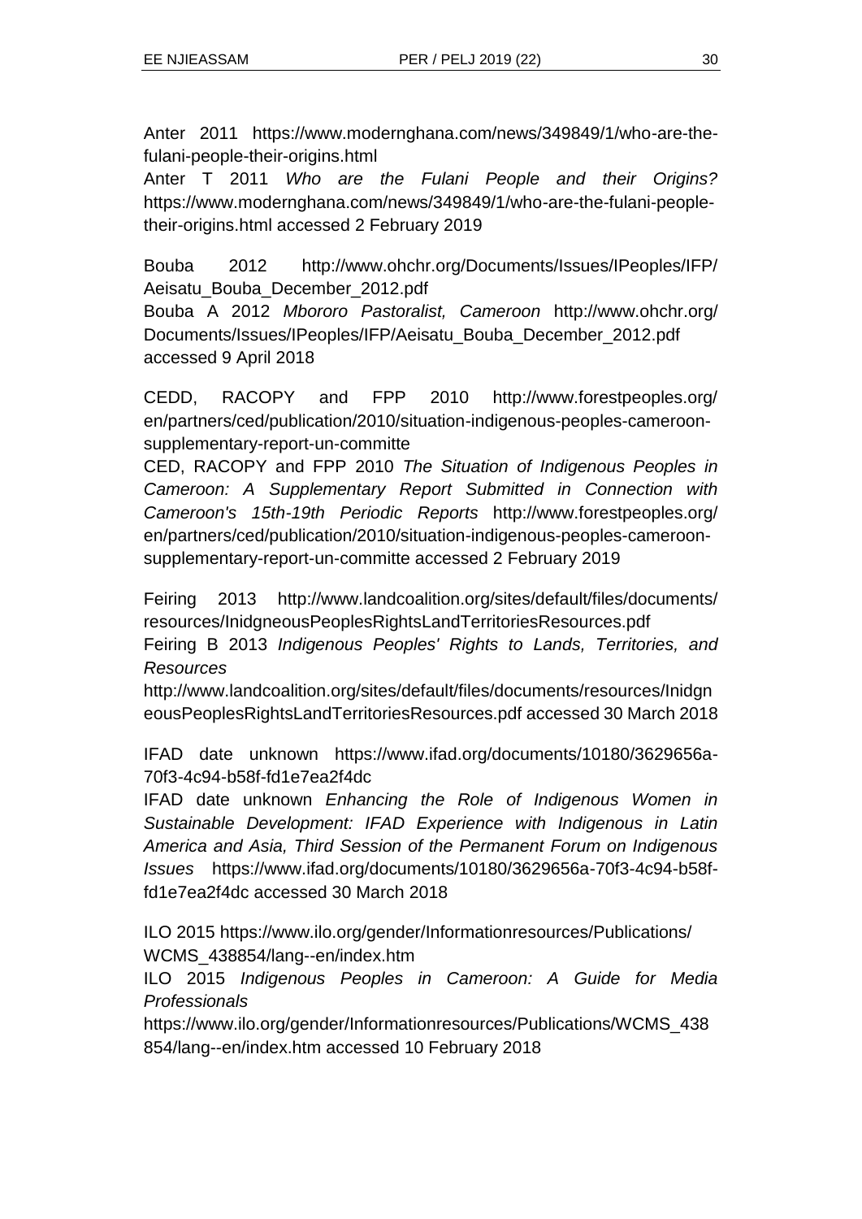Anter 2011 https://www.modernghana.com/news/349849/1/who-are-the-fulani-people-their-origins.html

Anter T 2011 *Who are the Fulani People and their Origins?* https://www.modernghana.com/news/349849/1/who-are-the-fulani-people-their-origins.html accessed 2 February 2019

Bouba 2012 http://www.ohchr.org/Documents/Issues/IPeoples/IFP/Aeisatu_Bouba_December_2012.pdf

Bouba A 2012 *Mbororo Pastoralist, Cameroon* http://www.ohchr.org/Documents/Issues/IPeoples/IFP/Aeisatu_Bouba_December_2012.pdf accessed 9 April 2018

CEDD, RACOPY and FPP 2010 http://www.forestpeoples.org/en/partners/ced/publication/2010/situation-indigenous-peoples-cameroon-supplementary-report-un-committe

CED, RACOPY and FPP 2010 *The Situation of Indigenous Peoples in Cameroon: A Supplementary Report Submitted in Connection with Cameroon's 15th-19th Periodic Reports* http://www.forestpeoples.org/en/partners/ced/publication/2010/situation-indigenous-peoples-cameroon-supplementary-report-un-committe accessed 2 February 2019

Feiring 2013 http://www.landcoalition.org/sites/default/files/documents/resources/InidgneousPeoplesRightsLandTerritoriesResources.pdf

Feiring B 2013 *Indigenous Peoples' Rights to Lands, Territories, and Resources* http://www.landcoalition.org/sites/default/files/documents/resources/InidgneousPeoplesRightsLandTerritoriesResources.pdf accessed 30 March 2018

IFAD date unknown https://www.ifad.org/documents/10180/3629656a-70f3-4c94-b58f-fd1e7ea2f4dc

IFAD date unknown *Enhancing the Role of Indigenous Women in Sustainable Development: IFAD Experience with Indigenous in Latin America and Asia, Third Session of the Permanent Forum on Indigenous Issues* https://www.ifad.org/documents/10180/3629656a-70f3-4c94-b58f-fd1e7ea2f4dc accessed 30 March 2018

ILO 2015 https://www.ilo.org/gender/Informationresources/Publications/WCMS_438854/lang--en/index.htm

ILO 2015 *Indigenous Peoples in Cameroon: A Guide for Media Professionals* https://www.ilo.org/gender/Informationresources/Publications/WCMS_438854/lang--en/index.htm accessed 10 February 2018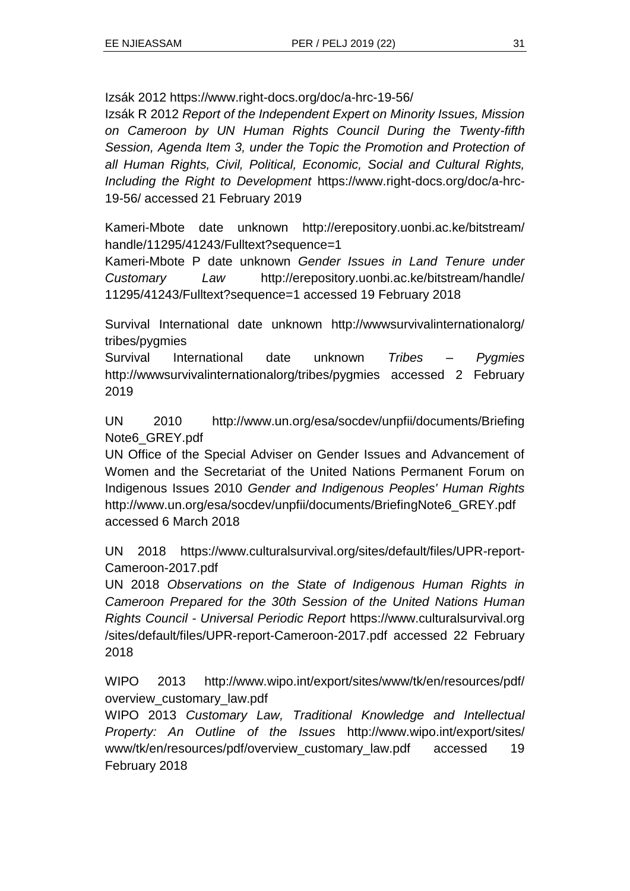Izsák 2012 https://www.right-docs.org/doc/a-hrc-19-56/

Izsák R 2012 *Report of the Independent Expert on Minority Issues, Mission on Cameroon by UN Human Rights Council During the Twenty-fifth Session, Agenda Item 3, under the Topic the Promotion and Protection of all Human Rights, Civil, Political, Economic, Social and Cultural Rights, Including the Right to Development* https://www.right-docs.org/doc/a-hrc-19-56/ accessed 21 February 2019

Kameri-Mbote date unknown http://erepository.uonbi.ac.ke/bitstream/handle/11295/41243/Fulltext?sequence=1

Kameri-Mbote P date unknown *Gender Issues in Land Tenure under Customary Law* http://erepository.uonbi.ac.ke/bitstream/handle/11295/41243/Fulltext?sequence=1 accessed 19 February 2018

Survival International date unknown http://wwwsurvivalinternationalorg/tribes/pygmies

Survival International date unknown *Tribes – Pygmies* http://wwwsurvivalinternationalorg/tribes/pygmies accessed 2 February 2019

UN 2010 http://www.un.org/esa/socdev/unpfii/documents/BriefingNote6_GREY.pdf

UN Office of the Special Adviser on Gender Issues and Advancement of Women and the Secretariat of the United Nations Permanent Forum on Indigenous Issues 2010 *Gender and Indigenous Peoples' Human Rights* http://www.un.org/esa/socdev/unpfii/documents/BriefingNote6_GREY.pdf accessed 6 March 2018

UN 2018 https://www.culturalsurvival.org/sites/default/files/UPR-report-Cameroon-2017.pdf

UN 2018 *Observations on the State of Indigenous Human Rights in Cameroon Prepared for the 30th Session of the United Nations Human Rights Council - Universal Periodic Report* https://www.culturalsurvival.org/sites/default/files/UPR-report-Cameroon-2017.pdf accessed 22 February 2018

WIPO 2013 http://www.wipo.int/export/sites/www/tk/en/resources/pdf/overview_customary_law.pdf

WIPO 2013 *Customary Law, Traditional Knowledge and Intellectual Property: An Outline of the Issues* http://www.wipo.int/export/sites/www/tk/en/resources/pdf/overview_customary_law.pdf accessed 19 February 2018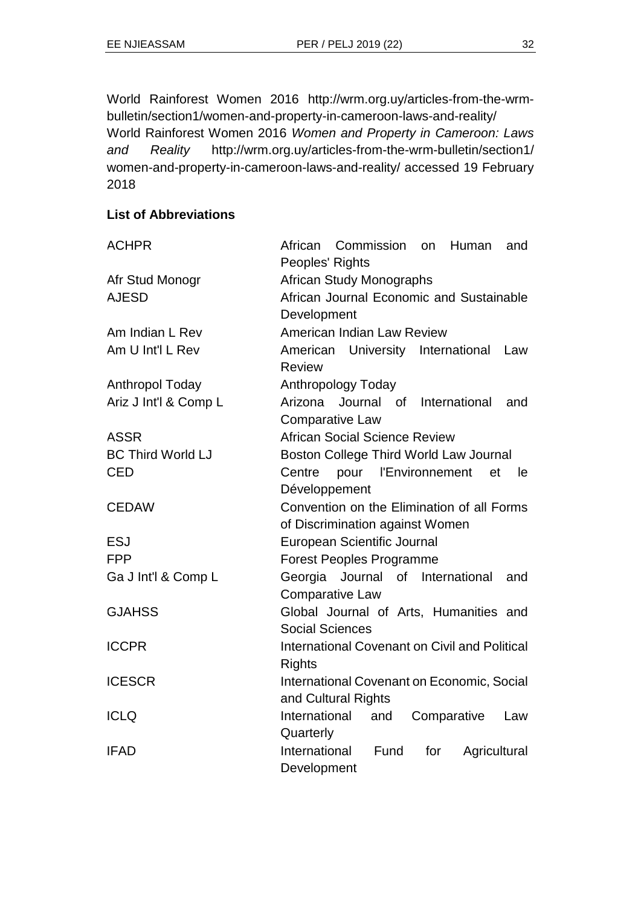World Rainforest Women 2016 http://wrm.org.uy/articles-from-the-wrm-bulletin/section1/women-and-property-in-cameroon-laws-and-reality/
World Rainforest Women 2016 *Women and Property in Cameroon: Laws and Reality* http://wrm.org.uy/articles-from-the-wrm-bulletin/section1/ women-and-property-in-cameroon-laws-and-reality/ accessed 19 February 2018

**List of Abbreviations**

| | |
|---|---|
| ACHPR | African Commission on Human and Peoples' Rights |
| Afr Stud Monogr | African Study Monographs |
| AJESD | African Journal Economic and Sustainable Development |
| Am Indian L Rev | American Indian Law Review |
| Am U Int'l L Rev | American University International Law Review |
| Anthropol Today | Anthropology Today |
| Ariz J Int'l & Comp L | Arizona Journal of International and Comparative Law |
| ASSR | African Social Science Review |
| BC Third World LJ | Boston College Third World Law Journal |
| CED | Centre pour l'Environnement et le Développement |
| CEDAW | Convention on the Elimination of all Forms of Discrimination against Women |
| ESJ | European Scientific Journal |
| FPP | Forest Peoples Programme |
| Ga J Int'l & Comp L | Georgia Journal of International and Comparative Law |
| GJAHSS | Global Journal of Arts, Humanities and Social Sciences |
| ICCPR | International Covenant on Civil and Political Rights |
| ICESCR | International Covenant on Economic, Social and Cultural Rights |
| ICLQ | International and Comparative Law Quarterly |
| IFAD | International Fund for Agricultural Development |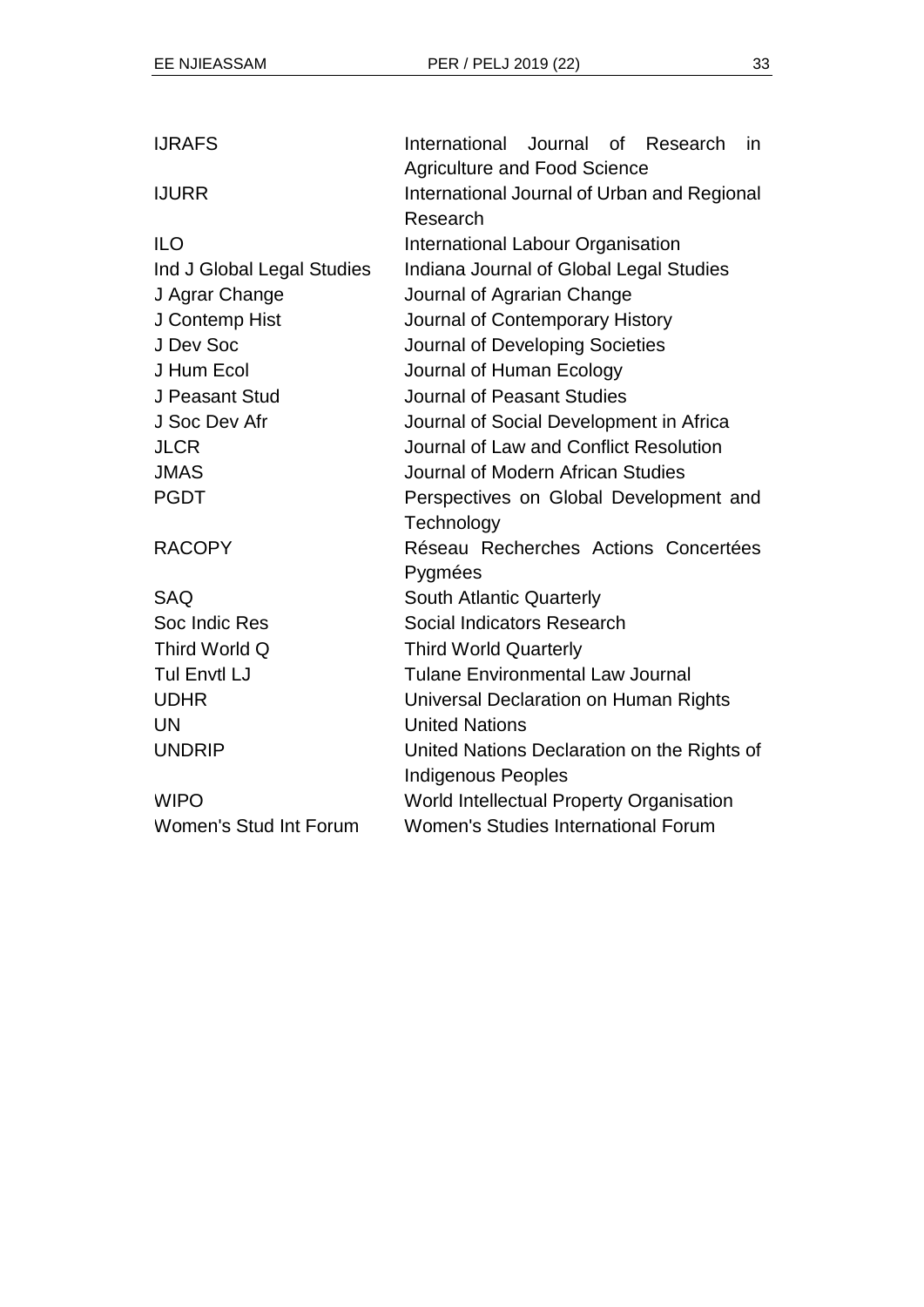| | |
|---|---|
| IJRAFS | International Journal of Research in Agriculture and Food Science |
| IJURR | International Journal of Urban and Regional Research |
| ILO | International Labour Organisation |
| Ind J Global Legal Studies | Indiana Journal of Global Legal Studies |
| J Agrar Change | Journal of Agrarian Change |
| J Contemp Hist | Journal of Contemporary History |
| J Dev Soc | Journal of Developing Societies |
| J Hum Ecol | Journal of Human Ecology |
| J Peasant Stud | Journal of Peasant Studies |
| J Soc Dev Afr | Journal of Social Development in Africa |
| JLCR | Journal of Law and Conflict Resolution |
| JMAS | Journal of Modern African Studies |
| PGDT | Perspectives on Global Development and Technology |
| RACOPY | Réseau Recherches Actions Concertées Pygmées |
| SAQ | South Atlantic Quarterly |
| Soc Indic Res | Social Indicators Research |
| Third World Q | Third World Quarterly |
| Tul Envtl LJ | Tulane Environmental Law Journal |
| UDHR | Universal Declaration on Human Rights |
| UN | United Nations |
| UNDRIP | United Nations Declaration on the Rights of Indigenous Peoples |
| WIPO | World Intellectual Property Organisation |
| Women's Stud Int Forum | Women's Studies International Forum |